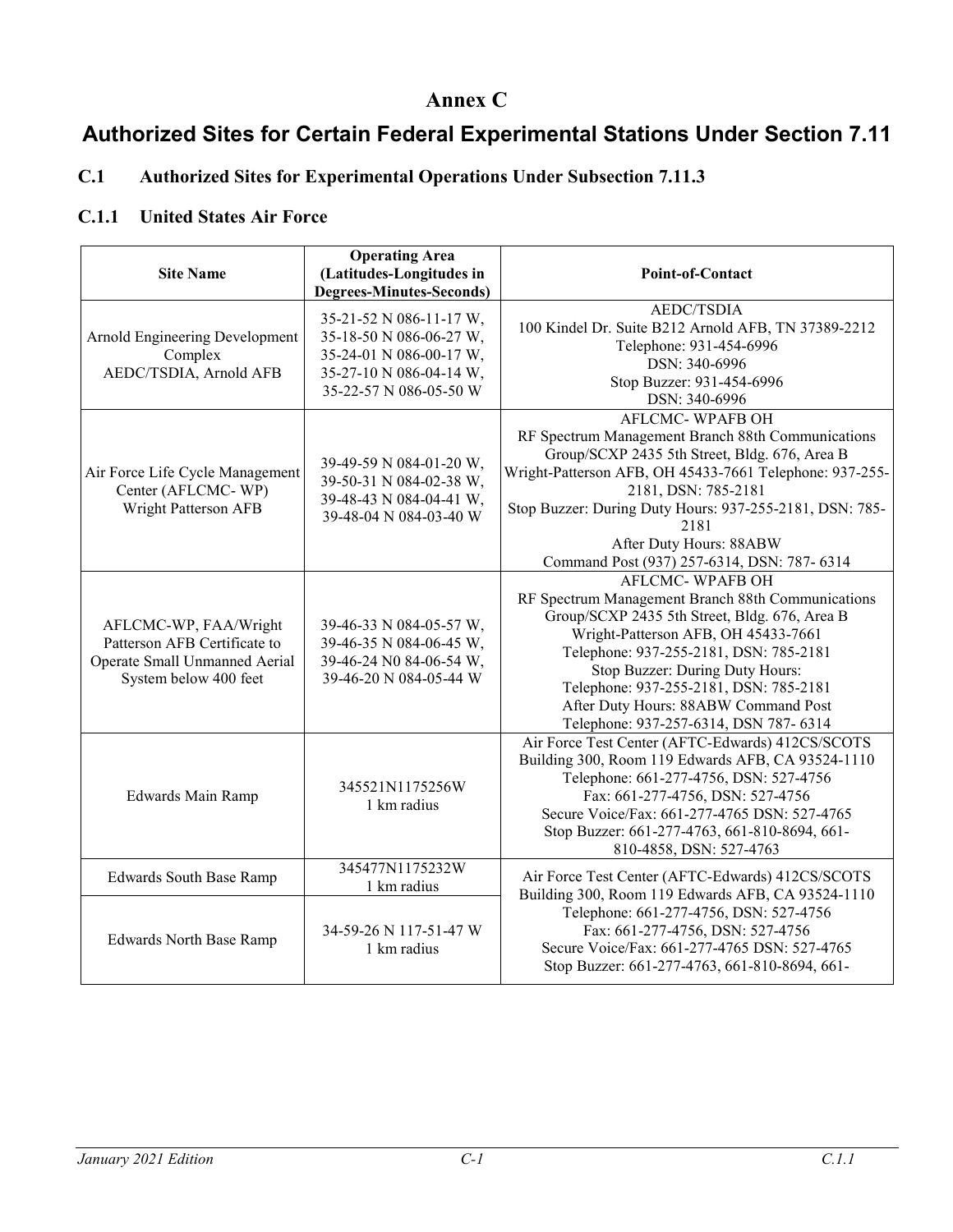# Annex C

# Authorized Sites for Certain Federal Experimental Stations Under Section 7.11

## C.1 Authorized Sites for Experimental Operations Under Subsection 7.11.3

### C.1.1 United States Air Force

| Site Name | Operating Area (Latitudes-Longitudes in Degrees-Minutes-Seconds) | Point-of-Contact |
|---|---|---|
| Arnold Engineering Development Complex AEDC/TSDIA, Arnold AFB | 35-21-52 N 086-11-17 W, 35-18-50 N 086-06-27 W, 35-24-01 N 086-00-17 W, 35-27-10 N 086-04-14 W, 35-22-57 N 086-05-50 W | AEDC/TSDIA 100 Kindel Dr. Suite B212 Arnold AFB, TN 37389-2212 Telephone: 931-454-6996 DSN: 340-6996 Stop Buzzer: 931-454-6996 DSN: 340-6996 |
| Air Force Life Cycle Management Center (AFLCMC- WP) Wright Patterson AFB | 39-49-59 N 084-01-20 W, 39-50-31 N 084-02-38 W, 39-48-43 N 084-04-41 W, 39-48-04 N 084-03-40 W | AFLCMC- WPAFB OH RF Spectrum Management Branch 88th Communications Group/SCXP 2435 5th Street, Bldg. 676, Area B Wright-Patterson AFB, OH 45433-7661 Telephone: 937-255-2181, DSN: 785-2181 Stop Buzzer: During Duty Hours: 937-255-2181, DSN: 785-2181 After Duty Hours: 88ABW Command Post (937) 257-6314, DSN: 787- 6314 |
| AFLCMC-WP, FAA/Wright Patterson AFB Certificate to Operate Small Unmanned Aerial System below 400 feet | 39-46-33 N 084-05-57 W, 39-46-35 N 084-06-45 W, 39-46-24 N0 84-06-54 W, 39-46-20 N 084-05-44 W | AFLCMC- WPAFB OH RF Spectrum Management Branch 88th Communications Group/SCXP 2435 5th Street, Bldg. 676, Area B Wright-Patterson AFB, OH 45433-7661 Telephone: 937-255-2181, DSN: 785-2181 Stop Buzzer: During Duty Hours: Telephone: 937-255-2181, DSN: 785-2181 After Duty Hours: 88ABW Command Post Telephone: 937-257-6314, DSN 787- 6314 |
| Edwards Main Ramp | 345521N1175256W 1 km radius | Air Force Test Center (AFTC-Edwards) 412CS/SCOTS Building 300, Room 119 Edwards AFB, CA 93524-1110 Telephone: 661-277-4756, DSN: 527-4756 Fax: 661-277-4756, DSN: 527-4756 Secure Voice/Fax: 661-277-4765 DSN: 527-4765 Stop Buzzer: 661-277-4763, 661-810-8694, 661-810-4858, DSN: 527-4763 |
| Edwards South Base Ramp | 345477N1175232W 1 km radius | Air Force Test Center (AFTC-Edwards) 412CS/SCOTS Building 300, Room 119 Edwards AFB, CA 93524-1110 Telephone: 661-277-4756, DSN: 527-4756 Fax: 661-277-4756, DSN: 527-4756 Secure Voice/Fax: 661-277-4765 DSN: 527-4765 Stop Buzzer: 661-277-4763, 661-810-8694, 661- |
| Edwards North Base Ramp | 34-59-26 N 117-51-47 W 1 km radius | |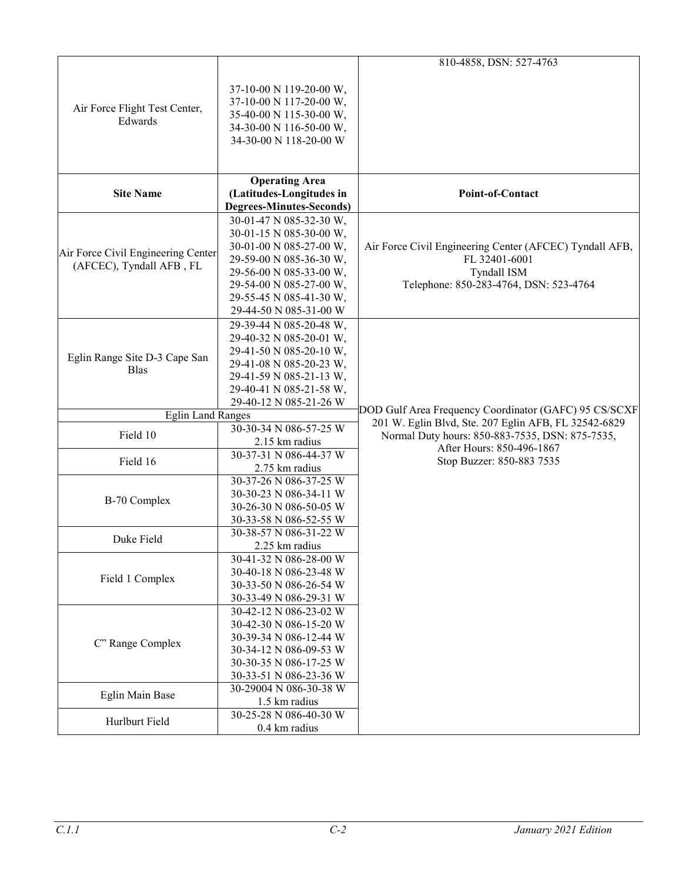| | | |
|---|---|---|
| Air Force Flight Test Center, Edwards | 37-10-00 N 119-20-00 W, 37-10-00 N 117-20-00 W, 35-40-00 N 115-30-00 W, 34-30-00 N 116-50-00 W, 34-30-00 N 118-20-00 W | 810-4858, DSN: 527-4763 |

| Site Name | Operating Area (Latitudes-Longitudes in Degrees-Minutes-Seconds) | Point-of-Contact |
|---|---|---|
| Air Force Civil Engineering Center (AFCEC), Tyndall AFB , FL | 30-01-47 N 085-32-30 W, 30-01-15 N 085-30-00 W, 30-01-00 N 085-27-00 W, 29-59-00 N 085-36-30 W, 29-56-00 N 085-33-00 W, 29-54-00 N 085-27-00 W, 29-55-45 N 085-41-30 W, 29-44-50 N 085-31-00 W | Air Force Civil Engineering Center (AFCEC) Tyndall AFB, FL 32401-6001<br>Tyndall ISM<br>Telephone: 850-283-4764, DSN: 523-4764 |
| Eglin Range Site D-3 Cape San Blas | 29-39-44 N 085-20-48 W, 29-40-32 N 085-20-01 W, 29-41-50 N 085-20-10 W, 29-41-08 N 085-20-23 W, 29-41-59 N 085-21-13 W, 29-40-41 N 085-21-58 W, 29-40-12 N 085-21-26 W | DOD Gulf Area Frequency Coordinator (GAFC) 95 CS/SCXF<br>201 W. Eglin Blvd, Ste. 207 Eglin AFB, FL 32542-6829<br>Normal Duty hours: 850-883-7535, DSN: 875-7535,<br>After Hours: 850-496-1867<br>Stop Buzzer: 850-883 7535 |
| Eglin Land Ranges | | |
| Field 10 | 30-30-34 N 086-57-25 W<br>2.15 km radius | |
| Field 16 | 30-37-31 N 086-44-37 W<br>2.75 km radius | |
| B-70 Complex | 30-37-26 N 086-37-25 W<br>30-30-23 N 086-34-11 W<br>30-26-30 N 086-50-05 W<br>30-33-58 N 086-52-55 W | |
| Duke Field | 30-38-57 N 086-31-22 W<br>2.25 km radius | |
| Field 1 Complex | 30-41-32 N 086-28-00 W<br>30-40-18 N 086-23-48 W<br>30-33-50 N 086-26-54 W<br>30-33-49 N 086-29-31 W | |
| C" Range Complex | 30-42-12 N 086-23-02 W<br>30-42-30 N 086-15-20 W<br>30-39-34 N 086-12-44 W<br>30-34-12 N 086-09-53 W<br>30-30-35 N 086-17-25 W<br>30-33-51 N 086-23-36 W | |
| Eglin Main Base | 30-29004 N 086-30-38 W<br>1.5 km radius | |
| Hurlburt Field | 30-25-28 N 086-40-30 W<br>0.4 km radius | |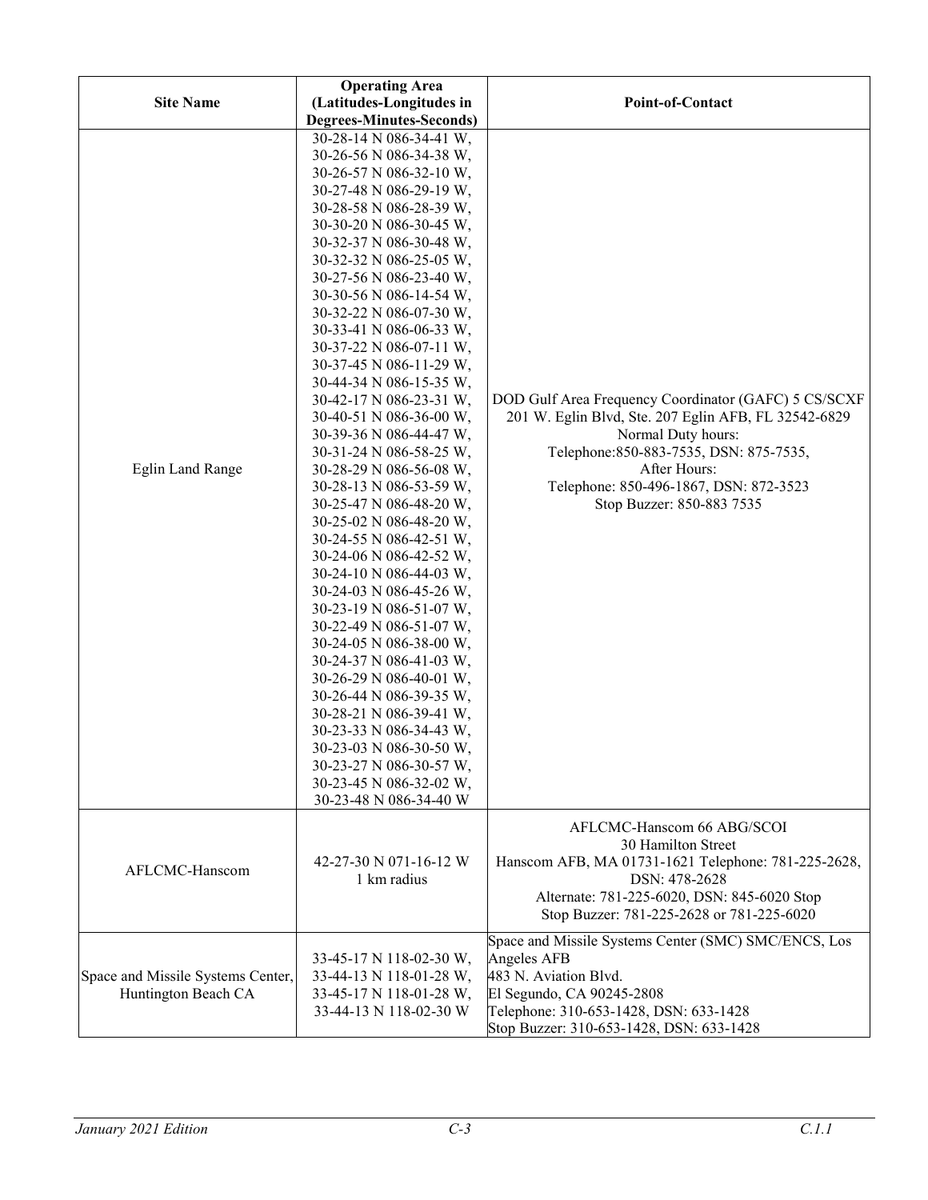| Site Name | Operating Area (Latitudes-Longitudes in Degrees-Minutes-Seconds) | Point-of-Contact |
|---|---|---|
| Eglin Land Range | 30-28-14 N 086-34-41 W, 30-26-56 N 086-34-38 W, 30-26-57 N 086-32-10 W, 30-27-48 N 086-29-19 W, 30-28-58 N 086-28-39 W, 30-30-20 N 086-30-45 W, 30-32-37 N 086-30-48 W, 30-32-32 N 086-25-05 W, 30-27-56 N 086-23-40 W, 30-30-56 N 086-14-54 W, 30-32-22 N 086-07-30 W, 30-33-41 N 086-06-33 W, 30-37-22 N 086-07-11 W, 30-37-45 N 086-11-29 W, 30-44-34 N 086-15-35 W, 30-42-17 N 086-23-31 W, 30-40-51 N 086-36-00 W, 30-39-36 N 086-44-47 W, 30-31-24 N 086-58-25 W, 30-28-29 N 086-56-08 W, 30-28-13 N 086-53-59 W, 30-25-47 N 086-48-20 W, 30-25-02 N 086-48-20 W, 30-24-55 N 086-42-51 W, 30-24-06 N 086-42-52 W, 30-24-10 N 086-44-03 W, 30-24-03 N 086-45-26 W, 30-23-19 N 086-51-07 W, 30-22-49 N 086-51-07 W, 30-24-05 N 086-38-00 W, 30-24-37 N 086-41-03 W, 30-26-29 N 086-40-01 W, 30-26-44 N 086-39-35 W, 30-28-21 N 086-39-41 W, 30-23-33 N 086-34-43 W, 30-23-03 N 086-30-50 W, 30-23-27 N 086-30-57 W, 30-23-45 N 086-32-02 W, 30-23-48 N 086-34-40 W | DOD Gulf Area Frequency Coordinator (GAFC) 5 CS/SCXF<br>201 W. Eglin Blvd, Ste. 207 Eglin AFB, FL 32542-6829<br>Normal Duty hours:<br>Telephone:850-883-7535, DSN: 875-7535,<br>After Hours:<br>Telephone: 850-496-1867, DSN: 872-3523<br>Stop Buzzer: 850-883 7535 |
| AFLCMC-Hanscom | 42-27-30 N 071-16-12 W<br>1 km radius | AFLCMC-Hanscom 66 ABG/SCOI<br>30 Hamilton Street<br>Hanscom AFB, MA 01731-1621 Telephone: 781-225-2628, DSN: 478-2628<br>Alternate: 781-225-6020, DSN: 845-6020 Stop<br>Stop Buzzer: 781-225-2628 or 781-225-6020 |
| Space and Missile Systems Center, Huntington Beach CA | 33-45-17 N 118-02-30 W, 33-44-13 N 118-01-28 W, 33-45-17 N 118-01-28 W, 33-44-13 N 118-02-30 W | Space and Missile Systems Center (SMC) SMC/ENCS, Los Angeles AFB<br>483 N. Aviation Blvd.<br>El Segundo, CA 90245-2808<br>Telephone: 310-653-1428, DSN: 633-1428<br>Stop Buzzer: 310-653-1428, DSN: 633-1428 |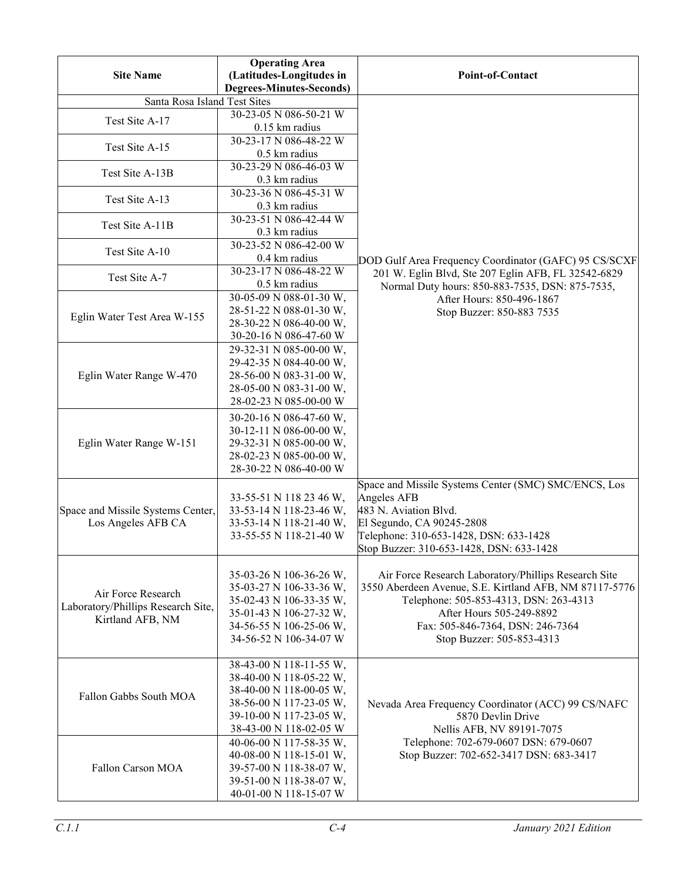| Site Name | Operating Area (Latitudes-Longitudes in Degrees-Minutes-Seconds) | Point-of-Contact |
|---|---|---|
| Santa Rosa Island Test Sites | | DOD Gulf Area Frequency Coordinator (GAFC) 95 CS/SCXF 201 W. Eglin Blvd, Ste 207 Eglin AFB, FL 32542-6829 Normal Duty hours: 850-883-7535, DSN: 875-7535, After Hours: 850-496-1867 Stop Buzzer: 850-883 7535 |
| Test Site A-17 | 30-23-05 N 086-50-21 W 0.15 km radius | |
| Test Site A-15 | 30-23-17 N 086-48-22 W 0.5 km radius | |
| Test Site A-13B | 30-23-29 N 086-46-03 W 0.3 km radius | |
| Test Site A-13 | 30-23-36 N 086-45-31 W 0.3 km radius | |
| Test Site A-11B | 30-23-51 N 086-42-44 W 0.3 km radius | |
| Test Site A-10 | 30-23-52 N 086-42-00 W 0.4 km radius | |
| Test Site A-7 | 30-23-17 N 086-48-22 W 0.5 km radius | |
| Eglin Water Test Area W-155 | 30-05-09 N 088-01-30 W, 28-51-22 N 088-01-30 W, 28-30-22 N 086-40-00 W, 30-20-16 N 086-47-60 W | |
| Eglin Water Range W-470 | 29-32-31 N 085-00-00 W, 29-42-35 N 084-40-00 W, 28-56-00 N 083-31-00 W, 28-05-00 N 083-31-00 W, 28-02-23 N 085-00-00 W | |
| Eglin Water Range W-151 | 30-20-16 N 086-47-60 W, 30-12-11 N 086-00-00 W, 29-32-31 N 085-00-00 W, 28-02-23 N 085-00-00 W, 28-30-22 N 086-40-00 W | |
| Space and Missile Systems Center, Los Angeles AFB CA | 33-55-51 N 118 23 46 W, 33-53-14 N 118-23-46 W, 33-53-14 N 118-21-40 W, 33-55-55 N 118-21-40 W | Space and Missile Systems Center (SMC) SMC/ENCS, Los Angeles AFB 483 N. Aviation Blvd. El Segundo, CA 90245-2808 Telephone: 310-653-1428, DSN: 633-1428 Stop Buzzer: 310-653-1428, DSN: 633-1428 |
| Air Force Research Laboratory/Phillips Research Site, Kirtland AFB, NM | 35-03-26 N 106-36-26 W, 35-03-27 N 106-33-36 W, 35-02-43 N 106-33-35 W, 35-01-43 N 106-27-32 W, 34-56-55 N 106-25-06 W, 34-56-52 N 106-34-07 W | Air Force Research Laboratory/Phillips Research Site 3550 Aberdeen Avenue, S.E. Kirtland AFB, NM 87117-5776 Telephone: 505-853-4313, DSN: 263-4313 After Hours 505-249-8892 Fax: 505-846-7364, DSN: 246-7364 Stop Buzzer: 505-853-4313 |
| Fallon Gabbs South MOA | 38-43-00 N 118-11-55 W, 38-40-00 N 118-05-22 W, 38-40-00 N 118-00-05 W, 38-56-00 N 117-23-05 W, 39-10-00 N 117-23-05 W, 38-43-00 N 118-02-05 W | Nevada Area Frequency Coordinator (ACC) 99 CS/NAFC 5870 Devlin Drive Nellis AFB, NV 89191-7075 Telephone: 702-679-0607 DSN: 679-0607 Stop Buzzer: 702-652-3417 DSN: 683-3417 |
| Fallon Carson MOA | 40-06-00 N 117-58-35 W, 40-08-00 N 118-15-01 W, 39-57-00 N 118-38-07 W, 39-51-00 N 118-38-07 W, 40-01-00 N 118-15-07 W | |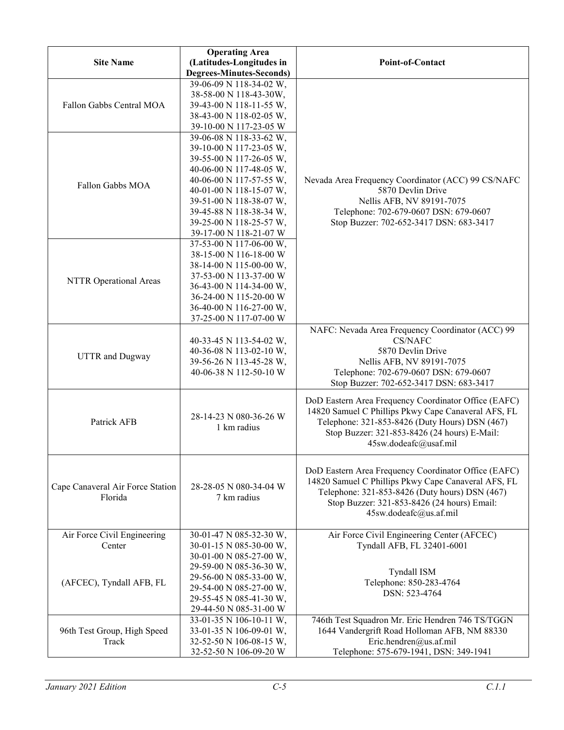| Site Name | Operating Area (Latitudes-Longitudes in Degrees-Minutes-Seconds) | Point-of-Contact |
|---|---|---|
| Fallon Gabbs Central MOA | 39-06-09 N 118-34-02 W, 38-58-00 N 118-43-30W, 39-43-00 N 118-11-55 W, 38-43-00 N 118-02-05 W, 39-10-00 N 117-23-05 W | Nevada Area Frequency Coordinator (ACC) 99 CS/NAFC 5870 Devlin Drive Nellis AFB, NV 89191-7075 Telephone: 702-679-0607 DSN: 679-0607 Stop Buzzer: 702-652-3417 DSN: 683-3417 |
| Fallon Gabbs MOA | 39-06-08 N 118-33-62 W, 39-10-00 N 117-23-05 W, 39-55-00 N 117-26-05 W, 40-06-00 N 117-48-05 W, 40-06-00 N 117-57-55 W, 40-01-00 N 118-15-07 W, 39-51-00 N 118-38-07 W, 39-45-88 N 118-38-34 W, 39-25-00 N 118-25-57 W, 39-17-00 N 118-21-07 W | |
| NTTR Operational Areas | 37-53-00 N 117-06-00 W, 38-15-00 N 116-18-00 W 38-14-00 N 115-00-00 W, 37-53-00 N 113-37-00 W 36-43-00 N 114-34-00 W, 36-24-00 N 115-20-00 W 36-40-00 N 116-27-00 W, 37-25-00 N 117-07-00 W | |
| UTTR and Dugway | 40-33-45 N 113-54-02 W, 40-36-08 N 113-02-10 W, 39-56-26 N 113-45-28 W, 40-06-38 N 112-50-10 W | NAFC: Nevada Area Frequency Coordinator (ACC) 99 CS/NAFC 5870 Devlin Drive Nellis AFB, NV 89191-7075 Telephone: 702-679-0607 DSN: 679-0607 Stop Buzzer: 702-652-3417 DSN: 683-3417 |
| Patrick AFB | 28-14-23 N 080-36-26 W 1 km radius | DoD Eastern Area Frequency Coordinator Office (EAFC) 14820 Samuel C Phillips Pkwy Cape Canaveral AFS, FL Telephone: 321-853-8426 (Duty Hours) DSN (467) Stop Buzzer: 321-853-8426 (24 hours) E-Mail: 45sw.dodeafc@usaf.mil |
| Cape Canaveral Air Force Station Florida | 28-28-05 N 080-34-04 W 7 km radius | DoD Eastern Area Frequency Coordinator Office (EAFC) 14820 Samuel C Phillips Pkwy Cape Canaveral AFS, FL Telephone: 321-853-8426 (Duty hours) DSN (467) Stop Buzzer: 321-853-8426 (24 hours) Email: 45sw.dodeafc@us.af.mil |
| Air Force Civil Engineering Center (AFCEC), Tyndall AFB, FL | 30-01-47 N 085-32-30 W, 30-01-15 N 085-30-00 W, 30-01-00 N 085-27-00 W, 29-59-00 N 085-36-30 W, 29-56-00 N 085-33-00 W, 29-54-00 N 085-27-00 W, 29-55-45 N 085-41-30 W, 29-44-50 N 085-31-00 W | Air Force Civil Engineering Center (AFCEC) Tyndall AFB, FL 32401-6001 Tyndall ISM Telephone: 850-283-4764 DSN: 523-4764 |
| 96th Test Group, High Speed Track | 33-01-35 N 106-10-11 W, 33-01-35 N 106-09-01 W, 32-52-50 N 106-08-15 W, 32-52-50 N 106-09-20 W | 746th Test Squadron Mr. Eric Hendren 746 TS/TGGN 1644 Vandergrift Road Holloman AFB, NM 88330 Eric.hendren@us.af.mil Telephone: 575-679-1941, DSN: 349-1941 |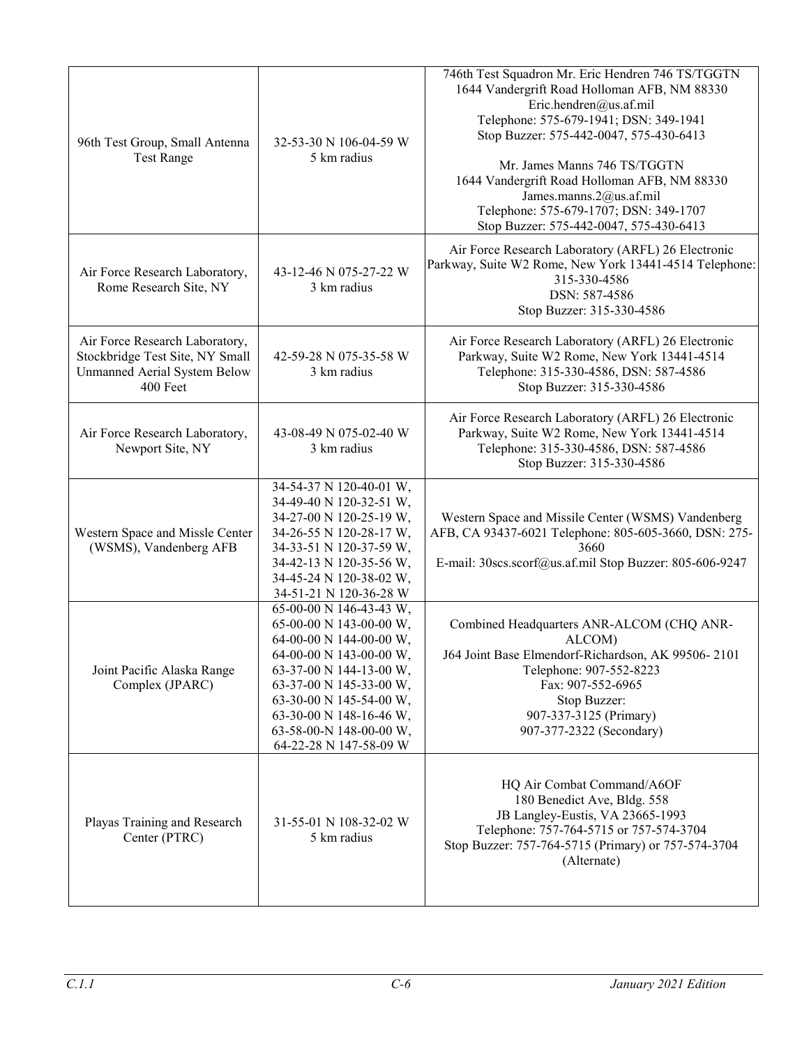| | | |
|---|---|---|
| 96th Test Group, Small Antenna Test Range | 32-53-30 N 106-04-59 W 5 km radius | 746th Test Squadron Mr. Eric Hendren 746 TS/TGGTN 1644 Vandergrift Road Holloman AFB, NM 88330 Eric.hendren@us.af.mil Telephone: 575-679-1941; DSN: 349-1941 Stop Buzzer: 575-442-0047, 575-430-6413<br><br>Mr. James Manns 746 TS/TGGTN 1644 Vandergrift Road Holloman AFB, NM 88330 James.manns.2@us.af.mil Telephone: 575-679-1707; DSN: 349-1707 Stop Buzzer: 575-442-0047, 575-430-6413 |
| Air Force Research Laboratory, Rome Research Site, NY | 43-12-46 N 075-27-22 W 3 km radius | Air Force Research Laboratory (ARFL) 26 Electronic Parkway, Suite W2 Rome, New York 13441-4514 Telephone: 315-330-4586 DSN: 587-4586 Stop Buzzer: 315-330-4586 |
| Air Force Research Laboratory, Stockbridge Test Site, NY Small Unmanned Aerial System Below 400 Feet | 42-59-28 N 075-35-58 W 3 km radius | Air Force Research Laboratory (ARFL) 26 Electronic Parkway, Suite W2 Rome, New York 13441-4514 Telephone: 315-330-4586, DSN: 587-4586 Stop Buzzer: 315-330-4586 |
| Air Force Research Laboratory, Newport Site, NY | 43-08-49 N 075-02-40 W 3 km radius | Air Force Research Laboratory (ARFL) 26 Electronic Parkway, Suite W2 Rome, New York 13441-4514 Telephone: 315-330-4586, DSN: 587-4586 Stop Buzzer: 315-330-4586 |
| Western Space and Missle Center (WSMS), Vandenberg AFB | 34-54-37 N 120-40-01 W, 34-49-40 N 120-32-51 W, 34-27-00 N 120-25-19 W, 34-26-55 N 120-28-17 W, 34-33-51 N 120-37-59 W, 34-42-13 N 120-35-56 W, 34-45-24 N 120-38-02 W, 34-51-21 N 120-36-28 W | Western Space and Missile Center (WSMS) Vandenberg AFB, CA 93437-6021 Telephone: 805-605-3660, DSN: 275-3660 E-mail: 30scs.scorf@us.af.mil Stop Buzzer: 805-606-9247 |
| Joint Pacific Alaska Range Complex (JPARC) | 65-00-00 N 146-43-43 W, 65-00-00 N 143-00-00 W, 64-00-00 N 144-00-00 W, 64-00-00 N 143-00-00 W, 63-37-00 N 144-13-00 W, 63-37-00 N 145-33-00 W, 63-30-00 N 145-54-00 W, 63-30-00 N 148-16-46 W, 63-58-00-N 148-00-00 W, 64-22-28 N 147-58-09 W | Combined Headquarters ANR-ALCOM (CHQ ANR-ALCOM) J64 Joint Base Elmendorf-Richardson, AK 99506- 2101 Telephone: 907-552-8223 Fax: 907-552-6965 Stop Buzzer: 907-337-3125 (Primary) 907-377-2322 (Secondary) |
| Playas Training and Research Center (PTRC) | 31-55-01 N 108-32-02 W 5 km radius | HQ Air Combat Command/A6OF 180 Benedict Ave, Bldg. 558 JB Langley-Eustis, VA 23665-1993 Telephone: 757-764-5715 or 757-574-3704 Stop Buzzer: 757-764-5715 (Primary) or 757-574-3704 (Alternate) |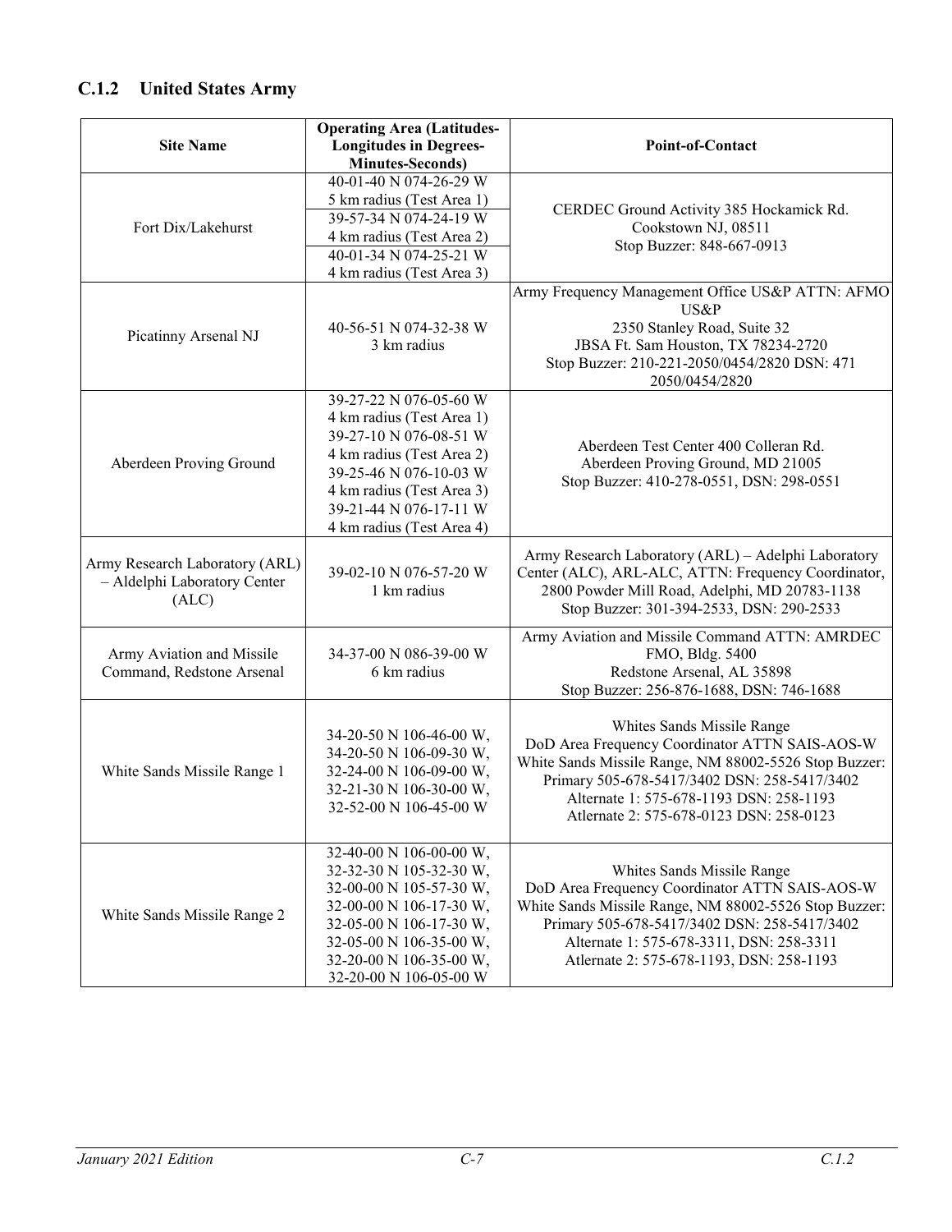### C.1.2 United States Army

| Site Name | Operating Area (Latitudes-Longitudes in Degrees-Minutes-Seconds) | Point-of-Contact |
|---|---|---|
| Fort Dix/Lakehurst | 40-01-40 N 074-26-29 W 5 km radius (Test Area 1)<br>39-57-34 N 074-24-19 W 4 km radius (Test Area 2)<br>40-01-34 N 074-25-21 W 4 km radius (Test Area 3) | CERDEC Ground Activity 385 Hockamick Rd. Cookstown NJ, 08511 Stop Buzzer: 848-667-0913 |
| Picatinny Arsenal NJ | 40-56-51 N 074-32-38 W 3 km radius | Army Frequency Management Office US&P ATTN: AFMO US&P 2350 Stanley Road, Suite 32 JBSA Ft. Sam Houston, TX 78234-2720 Stop Buzzer: 210-221-2050/0454/2820 DSN: 471 2050/0454/2820 |
| Aberdeen Proving Ground | 39-27-22 N 076-05-60 W 4 km radius (Test Area 1)<br>39-27-10 N 076-08-51 W 4 km radius (Test Area 2)<br>39-25-46 N 076-10-03 W 4 km radius (Test Area 3)<br>39-21-44 N 076-17-11 W 4 km radius (Test Area 4) | Aberdeen Test Center 400 Colleran Rd. Aberdeen Proving Ground, MD 21005 Stop Buzzer: 410-278-0551, DSN: 298-0551 |
| Army Research Laboratory (ARL) – Aldelphi Laboratory Center (ALC) | 39-02-10 N 076-57-20 W 1 km radius | Army Research Laboratory (ARL) – Adelphi Laboratory Center (ALC), ARL-ALC, ATTN: Frequency Coordinator, 2800 Powder Mill Road, Adelphi, MD 20783-1138 Stop Buzzer: 301-394-2533, DSN: 290-2533 |
| Army Aviation and Missile Command, Redstone Arsenal | 34-37-00 N 086-39-00 W 6 km radius | Army Aviation and Missile Command ATTN: AMRDEC FMO, Bldg. 5400 Redstone Arsenal, AL 35898 Stop Buzzer: 256-876-1688, DSN: 746-1688 |
| White Sands Missile Range 1 | 34-20-50 N 106-46-00 W, 34-20-50 N 106-09-30 W, 32-24-00 N 106-09-00 W, 32-21-30 N 106-30-00 W, 32-52-00 N 106-45-00 W | Whites Sands Missile Range DoD Area Frequency Coordinator ATTN SAIS-AOS-W White Sands Missile Range, NM 88002-5526 Stop Buzzer: Primary 505-678-5417/3402 DSN: 258-5417/3402 Alternate 1: 575-678-1193 DSN: 258-1193 Atlernate 2: 575-678-0123 DSN: 258-0123 |
| White Sands Missile Range 2 | 32-40-00 N 106-00-00 W, 32-32-30 N 105-32-30 W, 32-00-00 N 105-57-30 W, 32-00-00 N 106-17-30 W, 32-05-00 N 106-17-30 W, 32-05-00 N 106-35-00 W, 32-20-00 N 106-35-00 W, 32-20-00 N 106-05-00 W | Whites Sands Missile Range DoD Area Frequency Coordinator ATTN SAIS-AOS-W White Sands Missile Range, NM 88002-5526 Stop Buzzer: Primary 505-678-5417/3402 DSN: 258-5417/3402 Alternate 1: 575-678-3311, DSN: 258-3311 Atlernate 2: 575-678-1193, DSN: 258-1193 |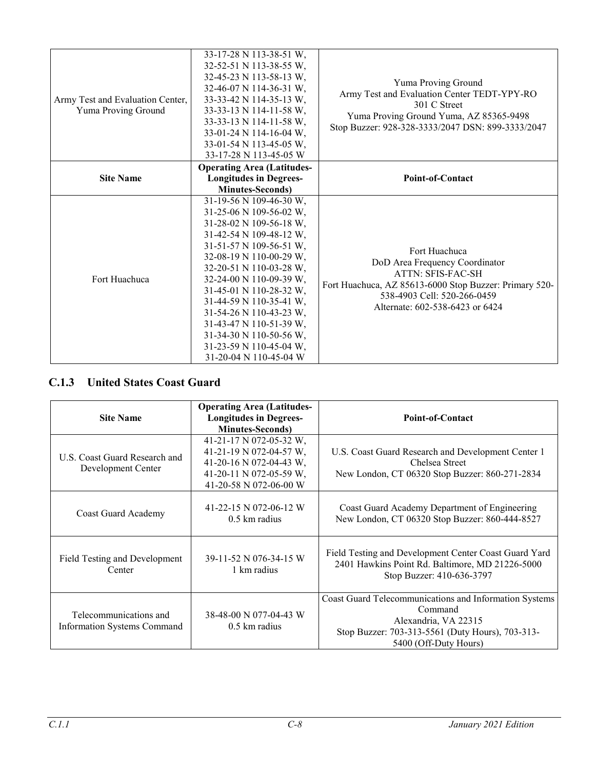| Site Name | Operating Area (Latitudes-Longitudes in Degrees-Minutes-Seconds) | Point-of-Contact |
|---|---|---|
| Army Test and Evaluation Center, Yuma Proving Ground | 33-17-28 N 113-38-51 W, 32-52-51 N 113-38-55 W, 32-45-23 N 113-58-13 W, 32-46-07 N 114-36-31 W, 33-33-42 N 114-35-13 W, 33-33-13 N 114-11-58 W, 33-33-13 N 114-11-58 W, 33-01-24 N 114-16-04 W, 33-01-54 N 113-45-05 W, 33-17-28 N 113-45-05 W | Yuma Proving Ground Army Test and Evaluation Center TEDT-YPY-RO 301 C Street Yuma Proving Ground Yuma, AZ 85365-9498 Stop Buzzer: 928-328-3333/2047 DSN: 899-3333/2047 |
| Fort Huachuca | 31-19-56 N 109-46-30 W, 31-25-06 N 109-56-02 W, 31-28-02 N 109-56-18 W, 31-42-54 N 109-48-12 W, 31-51-57 N 109-56-51 W, 32-08-19 N 110-00-29 W, 32-20-51 N 110-03-28 W, 32-24-00 N 110-09-39 W, 31-45-01 N 110-28-32 W, 31-44-59 N 110-35-41 W, 31-54-26 N 110-43-23 W, 31-43-47 N 110-51-39 W, 31-34-30 N 110-50-56 W, 31-23-59 N 110-45-04 W, 31-20-04 N 110-45-04 W | Fort Huachuca DoD Area Frequency Coordinator ATTN: SFIS-FAC-SH Fort Huachuca, AZ 85613-6000 Stop Buzzer: Primary 520-538-4903 Cell: 520-266-0459 Alternate: 602-538-6423 or 6424 |

### C.1.3 United States Coast Guard

| Site Name | Operating Area (Latitudes-Longitudes in Degrees-Minutes-Seconds) | Point-of-Contact |
|---|---|---|
| U.S. Coast Guard Research and Development Center | 41-21-17 N 072-05-32 W, 41-21-19 N 072-04-57 W, 41-20-16 N 072-04-43 W, 41-20-11 N 072-05-59 W, 41-20-58 N 072-06-00 W | U.S. Coast Guard Research and Development Center 1 Chelsea Street New London, CT 06320 Stop Buzzer: 860-271-2834 |
| Coast Guard Academy | 41-22-15 N 072-06-12 W 0.5 km radius | Coast Guard Academy Department of Engineering New London, CT 06320 Stop Buzzer: 860-444-8527 |
| Field Testing and Development Center | 39-11-52 N 076-34-15 W 1 km radius | Field Testing and Development Center Coast Guard Yard 2401 Hawkins Point Rd. Baltimore, MD 21226-5000 Stop Buzzer: 410-636-3797 |
| Telecommunications and Information Systems Command | 38-48-00 N 077-04-43 W 0.5 km radius | Coast Guard Telecommunications and Information Systems Command Alexandria, VA 22315 Stop Buzzer: 703-313-5561 (Duty Hours), 703-313-5400 (Off-Duty Hours) |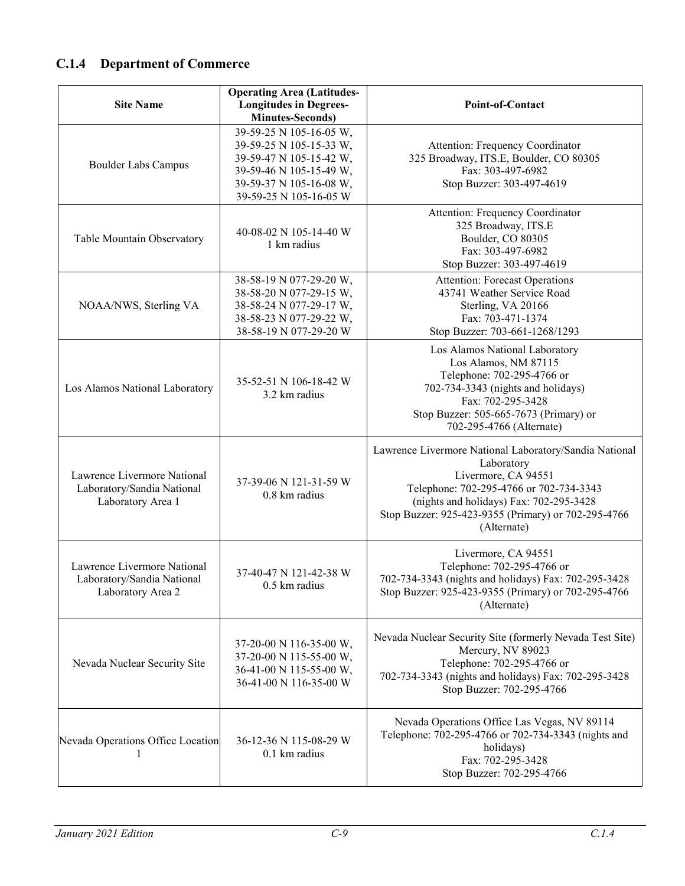## C.1.4 Department of Commerce

| Site Name | Operating Area (Latitudes-Longitudes in Degrees-Minutes-Seconds) | Point-of-Contact |
|---|---|---|
| Boulder Labs Campus | 39-59-25 N 105-16-05 W, 39-59-25 N 105-15-33 W, 39-59-47 N 105-15-42 W, 39-59-46 N 105-15-49 W, 39-59-37 N 105-16-08 W, 39-59-25 N 105-16-05 W | Attention: Frequency Coordinator 325 Broadway, ITS.E, Boulder, CO 80305 Fax: 303-497-6982 Stop Buzzer: 303-497-4619 |
| Table Mountain Observatory | 40-08-02 N 105-14-40 W 1 km radius | Attention: Frequency Coordinator 325 Broadway, ITS.E Boulder, CO 80305 Fax: 303-497-6982 Stop Buzzer: 303-497-4619 |
| NOAA/NWS, Sterling VA | 38-58-19 N 077-29-20 W, 38-58-20 N 077-29-15 W, 38-58-24 N 077-29-17 W, 38-58-23 N 077-29-22 W, 38-58-19 N 077-29-20 W | Attention: Forecast Operations 43741 Weather Service Road Sterling, VA 20166 Fax: 703-471-1374 Stop Buzzer: 703-661-1268/1293 |
| Los Alamos National Laboratory | 35-52-51 N 106-18-42 W 3.2 km radius | Los Alamos National Laboratory Los Alamos, NM 87115 Telephone: 702-295-4766 or 702-734-3343 (nights and holidays) Fax: 702-295-3428 Stop Buzzer: 505-665-7673 (Primary) or 702-295-4766 (Alternate) |
| Lawrence Livermore National Laboratory/Sandia National Laboratory Area 1 | 37-39-06 N 121-31-59 W 0.8 km radius | Lawrence Livermore National Laboratory/Sandia National Laboratory Livermore, CA 94551 Telephone: 702-295-4766 or 702-734-3343 (nights and holidays) Fax: 702-295-3428 Stop Buzzer: 925-423-9355 (Primary) or 702-295-4766 (Alternate) |
| Lawrence Livermore National Laboratory/Sandia National Laboratory Area 2 | 37-40-47 N 121-42-38 W 0.5 km radius | Livermore, CA 94551 Telephone: 702-295-4766 or 702-734-3343 (nights and holidays) Fax: 702-295-3428 Stop Buzzer: 925-423-9355 (Primary) or 702-295-4766 (Alternate) |
| Nevada Nuclear Security Site | 37-20-00 N 116-35-00 W, 37-20-00 N 115-55-00 W, 36-41-00 N 115-55-00 W, 36-41-00 N 116-35-00 W | Nevada Nuclear Security Site (formerly Nevada Test Site) Mercury, NV 89023 Telephone: 702-295-4766 or 702-734-3343 (nights and holidays) Fax: 702-295-3428 Stop Buzzer: 702-295-4766 |
| Nevada Operations Office Location 1 | 36-12-36 N 115-08-29 W 0.1 km radius | Nevada Operations Office Las Vegas, NV 89114 Telephone: 702-295-4766 or 702-734-3343 (nights and holidays) Fax: 702-295-3428 Stop Buzzer: 702-295-4766 |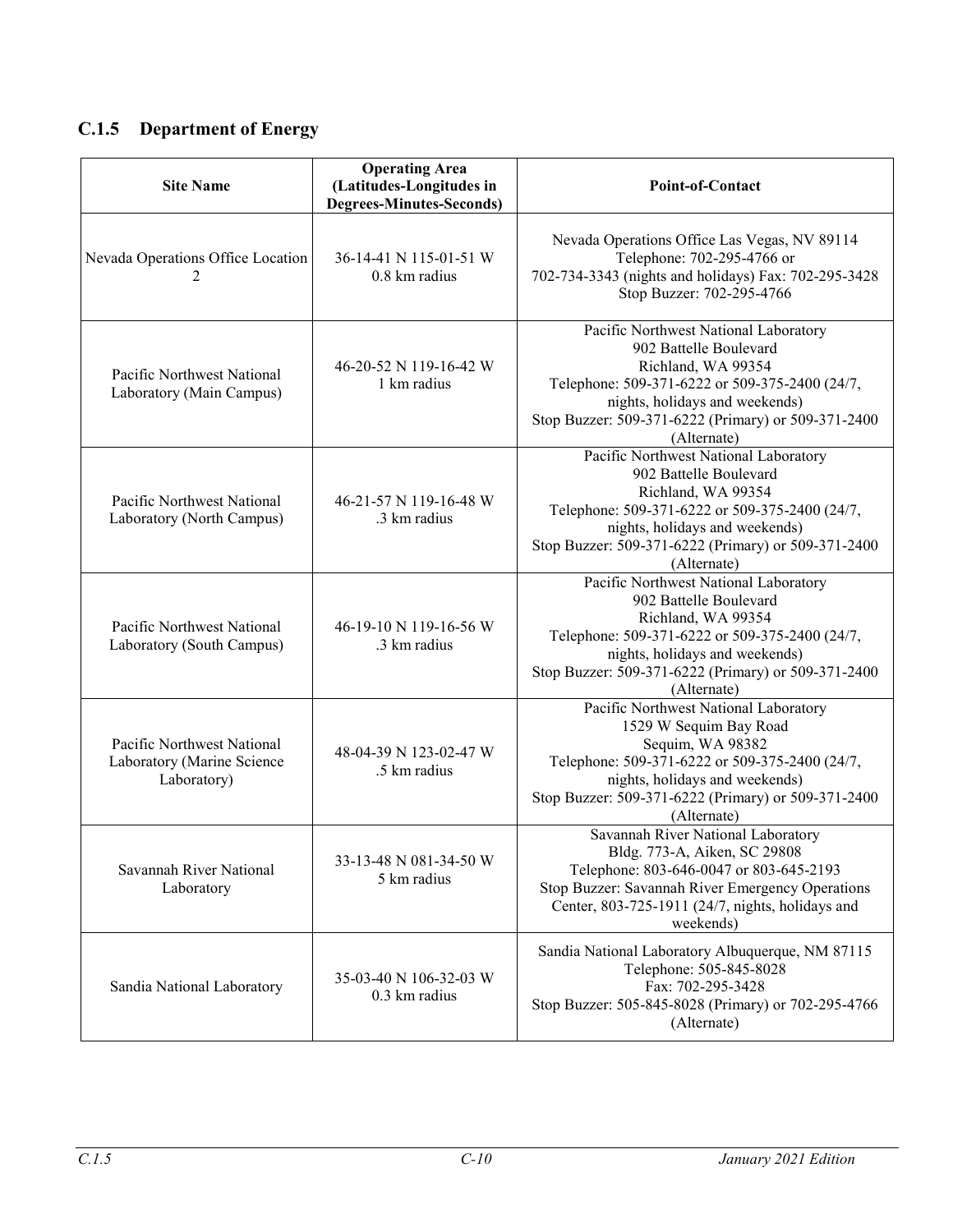## C.1.5 Department of Energy

| Site Name | Operating Area (Latitudes-Longitudes in Degrees-Minutes-Seconds) | Point-of-Contact |
|---|---|---|
| Nevada Operations Office Location 2 | 36-14-41 N 115-01-51 W<br>0.8 km radius | Nevada Operations Office Las Vegas, NV 89114<br>Telephone: 702-295-4766 or<br>702-734-3343 (nights and holidays) Fax: 702-295-3428<br>Stop Buzzer: 702-295-4766 |
| Pacific Northwest National Laboratory (Main Campus) | 46-20-52 N 119-16-42 W<br>1 km radius | Pacific Northwest National Laboratory<br>902 Battelle Boulevard<br>Richland, WA 99354<br>Telephone: 509-371-6222 or 509-375-2400 (24/7, nights, holidays and weekends)<br>Stop Buzzer: 509-371-6222 (Primary) or 509-371-2400 (Alternate) |
| Pacific Northwest National Laboratory (North Campus) | 46-21-57 N 119-16-48 W<br>.3 km radius | Pacific Northwest National Laboratory<br>902 Battelle Boulevard<br>Richland, WA 99354<br>Telephone: 509-371-6222 or 509-375-2400 (24/7, nights, holidays and weekends)<br>Stop Buzzer: 509-371-6222 (Primary) or 509-371-2400 (Alternate) |
| Pacific Northwest National Laboratory (South Campus) | 46-19-10 N 119-16-56 W<br>.3 km radius | Pacific Northwest National Laboratory<br>902 Battelle Boulevard<br>Richland, WA 99354<br>Telephone: 509-371-6222 or 509-375-2400 (24/7, nights, holidays and weekends)<br>Stop Buzzer: 509-371-6222 (Primary) or 509-371-2400 (Alternate) |
| Pacific Northwest National Laboratory (Marine Science Laboratory) | 48-04-39 N 123-02-47 W<br>.5 km radius | Pacific Northwest National Laboratory<br>1529 W Sequim Bay Road<br>Sequim, WA 98382<br>Telephone: 509-371-6222 or 509-375-2400 (24/7, nights, holidays and weekends)<br>Stop Buzzer: 509-371-6222 (Primary) or 509-371-2400 (Alternate) |
| Savannah River National Laboratory | 33-13-48 N 081-34-50 W<br>5 km radius | Savannah River National Laboratory<br>Bldg. 773-A, Aiken, SC 29808<br>Telephone: 803-646-0047 or 803-645-2193<br>Stop Buzzer: Savannah River Emergency Operations Center, 803-725-1911 (24/7, nights, holidays and weekends) |
| Sandia National Laboratory | 35-03-40 N 106-32-03 W<br>0.3 km radius | Sandia National Laboratory Albuquerque, NM 87115<br>Telephone: 505-845-8028<br>Fax: 702-295-3428<br>Stop Buzzer: 505-845-8028 (Primary) or 702-295-4766 (Alternate) |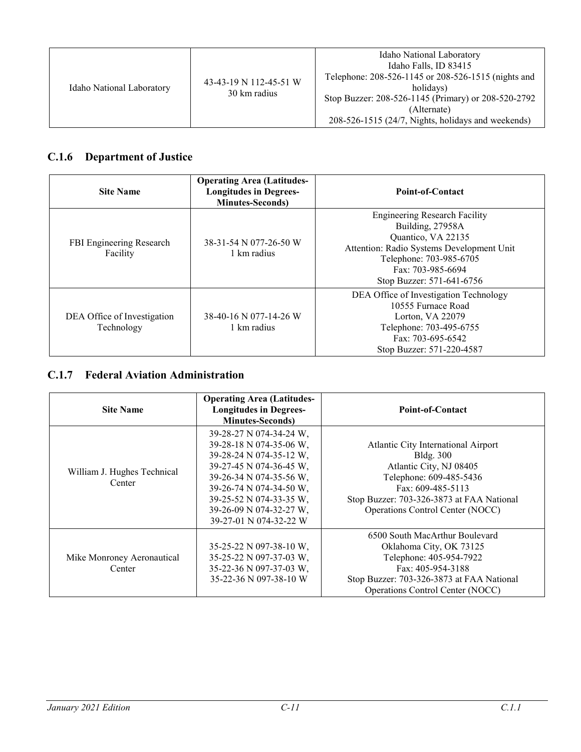| Idaho National Laboratory | 43-43-19 N 112-45-51 W<br>30 km radius | Idaho National Laboratory<br>Idaho Falls, ID 83415<br>Telephone: 208-526-1145 or 208-526-1515 (nights and holidays)<br>Stop Buzzer: 208-526-1145 (Primary) or 208-520-2792 (Alternate)<br>208-526-1515 (24/7, Nights, holidays and weekends) |
|---|---|---|

### C.1.6 Department of Justice

| Site Name | Operating Area (Latitudes-Longitudes in Degrees-Minutes-Seconds) | Point-of-Contact |
|---|---|---|
| FBI Engineering Research Facility | 38-31-54 N 077-26-50 W<br>1 km radius | Engineering Research Facility<br>Building, 27958A<br>Quantico, VA 22135<br>Attention: Radio Systems Development Unit<br>Telephone: 703-985-6705<br>Fax: 703-985-6694<br>Stop Buzzer: 571-641-6756 |
| DEA Office of Investigation Technology | 38-40-16 N 077-14-26 W<br>1 km radius | DEA Office of Investigation Technology<br>10555 Furnace Road<br>Lorton, VA 22079<br>Telephone: 703-495-6755<br>Fax: 703-695-6542<br>Stop Buzzer: 571-220-4587 |

### C.1.7 Federal Aviation Administration

| Site Name | Operating Area (Latitudes-Longitudes in Degrees-Minutes-Seconds) | Point-of-Contact |
|---|---|---|
| William J. Hughes Technical Center | 39-28-27 N 074-34-24 W,<br>39-28-18 N 074-35-06 W,<br>39-28-24 N 074-35-12 W,<br>39-27-45 N 074-36-45 W,<br>39-26-34 N 074-35-56 W,<br>39-26-74 N 074-34-50 W,<br>39-25-52 N 074-33-35 W,<br>39-26-09 N 074-32-27 W,<br>39-27-01 N 074-32-22 W | Atlantic City International Airport<br>Bldg. 300<br>Atlantic City, NJ 08405<br>Telephone: 609-485-5436<br>Fax: 609-485-5113<br>Stop Buzzer: 703-326-3873 at FAA National Operations Control Center (NOCC) |
| Mike Monroney Aeronautical Center | 35-25-22 N 097-38-10 W,<br>35-25-22 N 097-37-03 W,<br>35-22-36 N 097-37-03 W,<br>35-22-36 N 097-38-10 W | 6500 South MacArthur Boulevard<br>Oklahoma City, OK 73125<br>Telephone: 405-954-7922<br>Fax: 405-954-3188<br>Stop Buzzer: 703-326-3873 at FAA National Operations Control Center (NOCC) |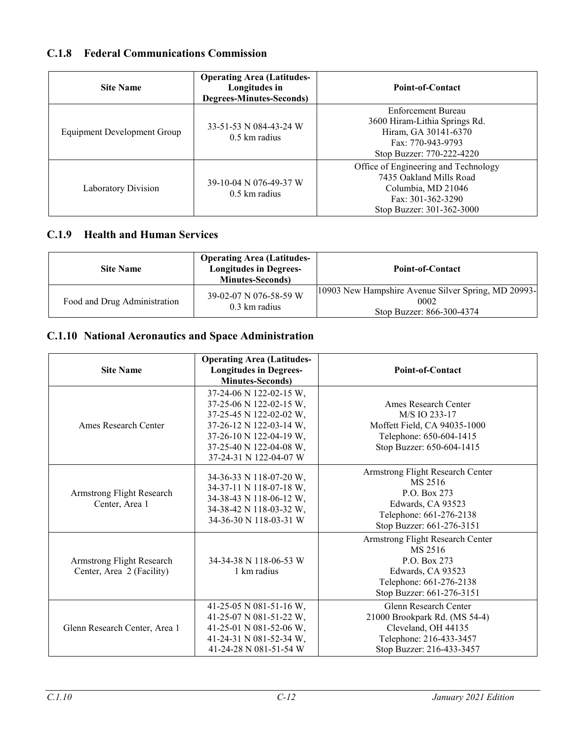### C.1.8 Federal Communications Commission

| Site Name | Operating Area (Latitudes-Longitudes in Degrees-Minutes-Seconds) | Point-of-Contact |
| --- | --- | --- |
| Equipment Development Group | 33-51-53 N 084-43-24 W<br>0.5 km radius | Enforcement Bureau<br>3600 Hiram-Lithia Springs Rd.<br>Hiram, GA 30141-6370<br>Fax: 770-943-9793<br>Stop Buzzer: 770-222-4220 |
| Laboratory Division | 39-10-04 N 076-49-37 W<br>0.5 km radius | Office of Engineering and Technology<br>7435 Oakland Mills Road<br>Columbia, MD 21046<br>Fax: 301-362-3290<br>Stop Buzzer: 301-362-3000 |

### C.1.9 Health and Human Services

| Site Name | Operating Area (Latitudes-Longitudes in Degrees-Minutes-Seconds) | Point-of-Contact |
| --- | --- | --- |
| Food and Drug Administration | 39-02-07 N 076-58-59 W<br>0.3 km radius | 10903 New Hampshire Avenue Silver Spring, MD 20993-0002<br>Stop Buzzer: 866-300-4374 |

### C.1.10 National Aeronautics and Space Administration

| Site Name | Operating Area (Latitudes-Longitudes in Degrees-Minutes-Seconds) | Point-of-Contact |
| --- | --- | --- |
| Ames Research Center | 37-24-06 N 122-02-15 W,<br>37-25-06 N 122-02-15 W,<br>37-25-45 N 122-02-02 W,<br>37-26-12 N 122-03-14 W,<br>37-26-10 N 122-04-19 W,<br>37-25-40 N 122-04-08 W,<br>37-24-31 N 122-04-07 W | Ames Research Center<br>M/S IO 233-17<br>Moffett Field, CA 94035-1000<br>Telephone: 650-604-1415<br>Stop Buzzer: 650-604-1415 |
| Armstrong Flight Research Center, Area 1 | 34-36-33 N 118-07-20 W,<br>34-37-11 N 118-07-18 W,<br>34-38-43 N 118-06-12 W,<br>34-38-42 N 118-03-32 W,<br>34-36-30 N 118-03-31 W | Armstrong Flight Research Center<br>MS 2516<br>P.O. Box 273<br>Edwards, CA 93523<br>Telephone: 661-276-2138<br>Stop Buzzer: 661-276-3151 |
| Armstrong Flight Research Center, Area 2 (Facility) | 34-34-38 N 118-06-53 W<br>1 km radius | Armstrong Flight Research Center<br>MS 2516<br>P.O. Box 273<br>Edwards, CA 93523<br>Telephone: 661-276-2138<br>Stop Buzzer: 661-276-3151 |
| Glenn Research Center, Area 1 | 41-25-05 N 081-51-16 W,<br>41-25-07 N 081-51-22 W,<br>41-25-01 N 081-52-06 W,<br>41-24-31 N 081-52-34 W,<br>41-24-28 N 081-51-54 W | Glenn Research Center<br>21000 Brookpark Rd. (MS 54-4)<br>Cleveland, OH 44135<br>Telephone: 216-433-3457<br>Stop Buzzer: 216-433-3457 |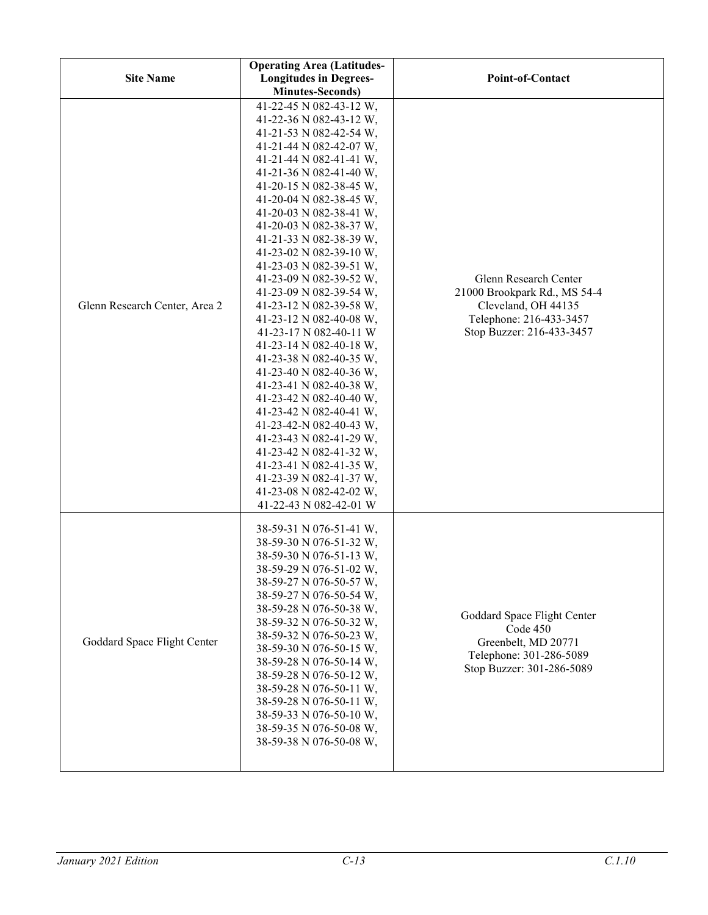| Site Name | Operating Area (Latitudes-Longitudes in Degrees-Minutes-Seconds) | Point-of-Contact |
|---|---|---|
| Glenn Research Center, Area 2 | 41-22-45 N 082-43-12 W, 41-22-36 N 082-43-12 W, 41-21-53 N 082-42-54 W, 41-21-44 N 082-42-07 W, 41-21-44 N 082-41-41 W, 41-21-36 N 082-41-40 W, 41-20-15 N 082-38-45 W, 41-20-04 N 082-38-45 W, 41-20-03 N 082-38-41 W, 41-20-03 N 082-38-37 W, 41-21-33 N 082-38-39 W, 41-23-02 N 082-39-10 W, 41-23-03 N 082-39-51 W, 41-23-09 N 082-39-52 W, 41-23-09 N 082-39-54 W, 41-23-12 N 082-39-58 W, 41-23-12 N 082-40-08 W, 41-23-17 N 082-40-11 W 41-23-14 N 082-40-18 W, 41-23-38 N 082-40-35 W, 41-23-40 N 082-40-36 W, 41-23-41 N 082-40-38 W, 41-23-42 N 082-40-40 W, 41-23-42 N 082-40-41 W, 41-23-42-N 082-40-43 W, 41-23-43 N 082-41-29 W, 41-23-42 N 082-41-32 W, 41-23-41 N 082-41-35 W, 41-23-39 N 082-41-37 W, 41-23-08 N 082-42-02 W, 41-22-43 N 082-42-01 W | Glenn Research Center<br>21000 Brookpark Rd., MS 54-4<br>Cleveland, OH 44135<br>Telephone: 216-433-3457<br>Stop Buzzer: 216-433-3457 |
| Goddard Space Flight Center | 38-59-31 N 076-51-41 W, 38-59-30 N 076-51-32 W, 38-59-30 N 076-51-13 W, 38-59-29 N 076-51-02 W, 38-59-27 N 076-50-57 W, 38-59-27 N 076-50-54 W, 38-59-28 N 076-50-38 W, 38-59-32 N 076-50-32 W, 38-59-32 N 076-50-23 W, 38-59-30 N 076-50-15 W, 38-59-28 N 076-50-14 W, 38-59-28 N 076-50-12 W, 38-59-28 N 076-50-11 W, 38-59-28 N 076-50-11 W, 38-59-33 N 076-50-10 W, 38-59-35 N 076-50-08 W, 38-59-38 N 076-50-08 W, | Goddard Space Flight Center<br>Code 450<br>Greenbelt, MD 20771<br>Telephone: 301-286-5089<br>Stop Buzzer: 301-286-5089 |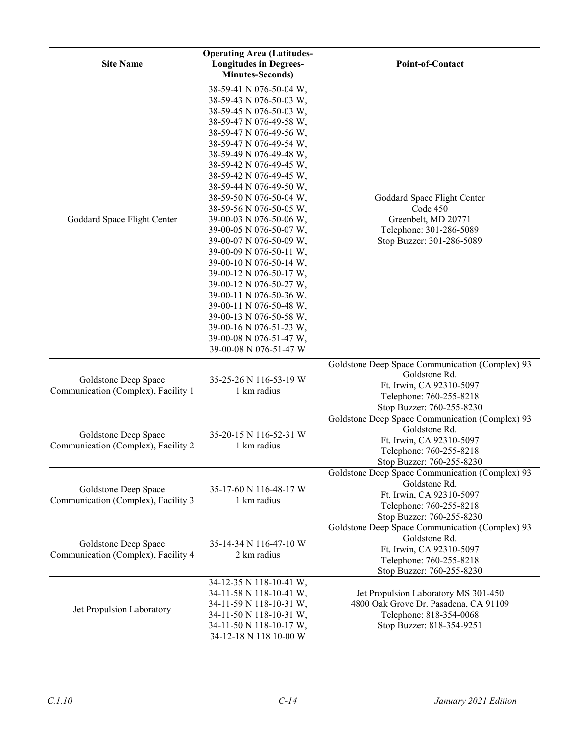| Site Name | Operating Area (Latitudes-Longitudes in Degrees-Minutes-Seconds) | Point-of-Contact |
|---|---|---|
| Goddard Space Flight Center | 38-59-41 N 076-50-04 W, 38-59-43 N 076-50-03 W, 38-59-45 N 076-50-03 W, 38-59-47 N 076-49-58 W, 38-59-47 N 076-49-56 W, 38-59-47 N 076-49-54 W, 38-59-49 N 076-49-48 W, 38-59-42 N 076-49-45 W, 38-59-42 N 076-49-45 W, 38-59-44 N 076-49-50 W, 38-59-50 N 076-50-04 W, 38-59-56 N 076-50-05 W, 39-00-03 N 076-50-06 W, 39-00-05 N 076-50-07 W, 39-00-07 N 076-50-09 W, 39-00-09 N 076-50-11 W, 39-00-10 N 076-50-14 W, 39-00-12 N 076-50-17 W, 39-00-12 N 076-50-27 W, 39-00-11 N 076-50-36 W, 39-00-11 N 076-50-48 W, 39-00-13 N 076-50-58 W, 39-00-16 N 076-51-23 W, 39-00-08 N 076-51-47 W, 39-00-08 N 076-51-47 W | Goddard Space Flight Center<br>Code 450<br>Greenbelt, MD 20771<br>Telephone: 301-286-5089<br>Stop Buzzer: 301-286-5089 |
| Goldstone Deep Space Communication (Complex), Facility 1 | 35-25-26 N 116-53-19 W<br>1 km radius | Goldstone Deep Space Communication (Complex) 93 Goldstone Rd.<br>Ft. Irwin, CA 92310-5097<br>Telephone: 760-255-8218<br>Stop Buzzer: 760-255-8230 |
| Goldstone Deep Space Communication (Complex), Facility 2 | 35-20-15 N 116-52-31 W<br>1 km radius | Goldstone Deep Space Communication (Complex) 93 Goldstone Rd.<br>Ft. Irwin, CA 92310-5097<br>Telephone: 760-255-8218<br>Stop Buzzer: 760-255-8230 |
| Goldstone Deep Space Communication (Complex), Facility 3 | 35-17-60 N 116-48-17 W<br>1 km radius | Goldstone Deep Space Communication (Complex) 93 Goldstone Rd.<br>Ft. Irwin, CA 92310-5097<br>Telephone: 760-255-8218<br>Stop Buzzer: 760-255-8230 |
| Goldstone Deep Space Communication (Complex), Facility 4 | 35-14-34 N 116-47-10 W<br>2 km radius | Goldstone Deep Space Communication (Complex) 93 Goldstone Rd.<br>Ft. Irwin, CA 92310-5097<br>Telephone: 760-255-8218<br>Stop Buzzer: 760-255-8230 |
| Jet Propulsion Laboratory | 34-12-35 N 118-10-41 W, 34-11-58 N 118-10-41 W, 34-11-59 N 118-10-31 W, 34-11-50 N 118-10-31 W, 34-11-50 N 118-10-17 W, 34-12-18 N 118 10-00 W | Jet Propulsion Laboratory MS 301-450<br>4800 Oak Grove Dr. Pasadena, CA 91109<br>Telephone: 818-354-0068<br>Stop Buzzer: 818-354-9251 |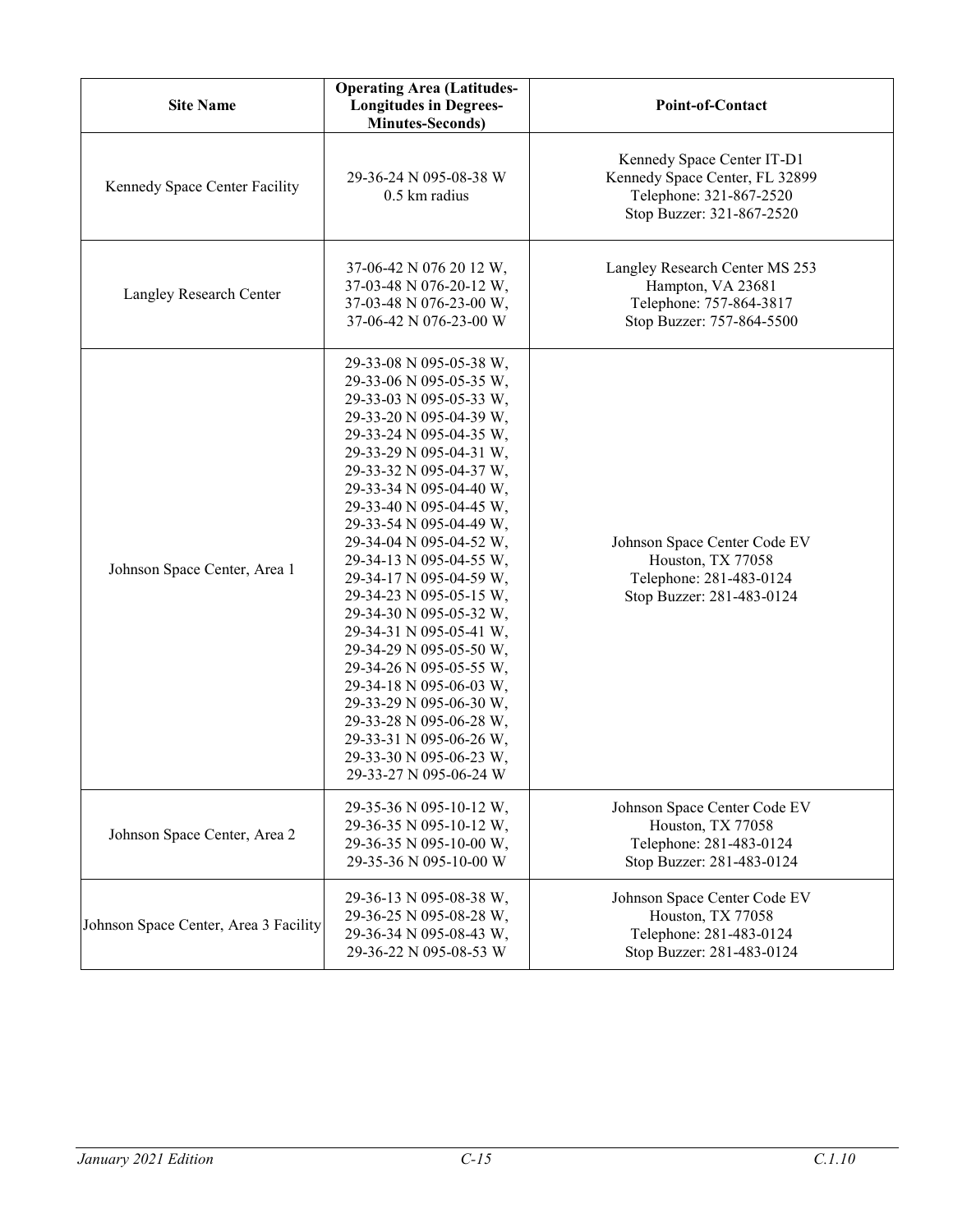| Site Name | Operating Area (Latitudes-Longitudes in Degrees-Minutes-Seconds) | Point-of-Contact |
|---|---|---|
| Kennedy Space Center Facility | 29-36-24 N 095-08-38 W<br>0.5 km radius | Kennedy Space Center IT-D1<br>Kennedy Space Center, FL 32899<br>Telephone: 321-867-2520<br>Stop Buzzer: 321-867-2520 |
| Langley Research Center | 37-06-42 N 076 20 12 W,<br>37-03-48 N 076-20-12 W,<br>37-03-48 N 076-23-00 W,<br>37-06-42 N 076-23-00 W | Langley Research Center MS 253<br>Hampton, VA 23681<br>Telephone: 757-864-3817<br>Stop Buzzer: 757-864-5500 |
| Johnson Space Center, Area 1 | 29-33-08 N 095-05-38 W,<br>29-33-06 N 095-05-35 W,<br>29-33-03 N 095-05-33 W,<br>29-33-20 N 095-04-39 W,<br>29-33-24 N 095-04-35 W,<br>29-33-29 N 095-04-31 W,<br>29-33-32 N 095-04-37 W,<br>29-33-34 N 095-04-40 W,<br>29-33-40 N 095-04-45 W,<br>29-33-54 N 095-04-49 W,<br>29-34-04 N 095-04-52 W,<br>29-34-13 N 095-04-55 W,<br>29-34-17 N 095-04-59 W,<br>29-34-23 N 095-05-15 W,<br>29-34-30 N 095-05-32 W,<br>29-34-31 N 095-05-41 W,<br>29-34-29 N 095-05-50 W,<br>29-34-26 N 095-05-55 W,<br>29-34-18 N 095-06-03 W,<br>29-33-29 N 095-06-30 W,<br>29-33-28 N 095-06-28 W,<br>29-33-31 N 095-06-26 W,<br>29-33-30 N 095-06-23 W,<br>29-33-27 N 095-06-24 W | Johnson Space Center Code EV<br>Houston, TX 77058<br>Telephone: 281-483-0124<br>Stop Buzzer: 281-483-0124 |
| Johnson Space Center, Area 2 | 29-35-36 N 095-10-12 W,<br>29-36-35 N 095-10-12 W,<br>29-36-35 N 095-10-00 W,<br>29-35-36 N 095-10-00 W | Johnson Space Center Code EV<br>Houston, TX 77058<br>Telephone: 281-483-0124<br>Stop Buzzer: 281-483-0124 |
| Johnson Space Center, Area 3 Facility | 29-36-13 N 095-08-38 W,<br>29-36-25 N 095-08-28 W,<br>29-36-34 N 095-08-43 W,<br>29-36-22 N 095-08-53 W | Johnson Space Center Code EV<br>Houston, TX 77058<br>Telephone: 281-483-0124<br>Stop Buzzer: 281-483-0124 |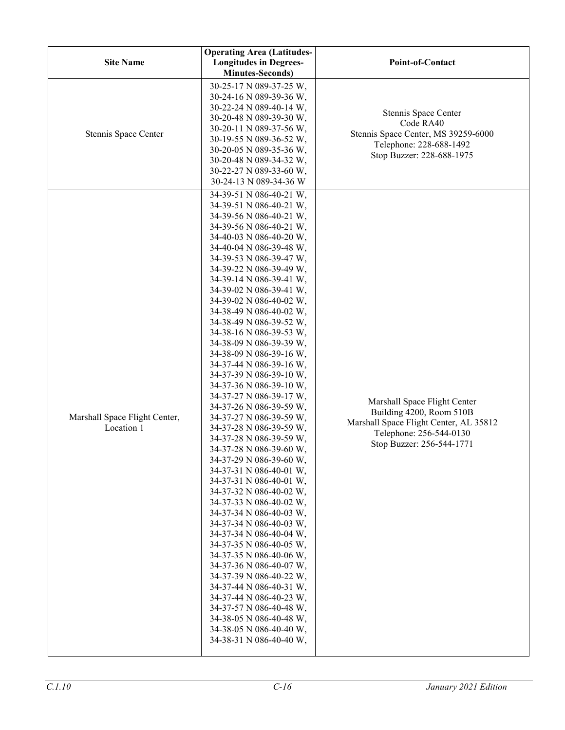| Site Name | Operating Area (Latitudes-Longitudes in Degrees-Minutes-Seconds) | Point-of-Contact |
|---|---|---|
| Stennis Space Center | 30-25-17 N 089-37-25 W, 30-24-16 N 089-39-36 W, 30-22-24 N 089-40-14 W, 30-20-48 N 089-39-30 W, 30-20-11 N 089-37-56 W, 30-19-55 N 089-36-52 W, 30-20-05 N 089-35-36 W, 30-20-48 N 089-34-32 W, 30-22-27 N 089-33-60 W, 30-24-13 N 089-34-36 W | Stennis Space Center<br>Code RA40<br>Stennis Space Center, MS 39259-6000<br>Telephone: 228-688-1492<br>Stop Buzzer: 228-688-1975 |
| Marshall Space Flight Center, Location 1 | 34-39-51 N 086-40-21 W, 34-39-51 N 086-40-21 W, 34-39-56 N 086-40-21 W, 34-39-56 N 086-40-21 W, 34-40-03 N 086-40-20 W, 34-40-04 N 086-39-48 W, 34-39-53 N 086-39-47 W, 34-39-22 N 086-39-49 W, 34-39-14 N 086-39-41 W, 34-39-02 N 086-39-41 W, 34-39-02 N 086-40-02 W, 34-38-49 N 086-40-02 W, 34-38-49 N 086-39-52 W, 34-38-16 N 086-39-53 W, 34-38-09 N 086-39-39 W, 34-38-09 N 086-39-16 W, 34-37-44 N 086-39-16 W, 34-37-39 N 086-39-10 W, 34-37-36 N 086-39-10 W, 34-37-27 N 086-39-17 W, 34-37-26 N 086-39-59 W, 34-37-27 N 086-39-59 W, 34-37-28 N 086-39-59 W, 34-37-28 N 086-39-59 W, 34-37-28 N 086-39-60 W, 34-37-29 N 086-39-60 W, 34-37-31 N 086-40-01 W, 34-37-31 N 086-40-01 W, 34-37-32 N 086-40-02 W, 34-37-33 N 086-40-02 W, 34-37-34 N 086-40-03 W, 34-37-34 N 086-40-03 W, 34-37-34 N 086-40-04 W, 34-37-35 N 086-40-05 W, 34-37-35 N 086-40-06 W, 34-37-36 N 086-40-07 W, 34-37-39 N 086-40-22 W, 34-37-44 N 086-40-31 W, 34-37-44 N 086-40-23 W, 34-37-57 N 086-40-48 W, 34-38-05 N 086-40-48 W, 34-38-05 N 086-40-40 W, 34-38-31 N 086-40-40 W, | Marshall Space Flight Center<br>Building 4200, Room 510B<br>Marshall Space Flight Center, AL 35812<br>Telephone: 256-544-0130<br>Stop Buzzer: 256-544-1771 |

C.1.10 &nbsp;&nbsp;&nbsp;&nbsp; C-16 &nbsp;&nbsp;&nbsp;&nbsp; January 2021 Edition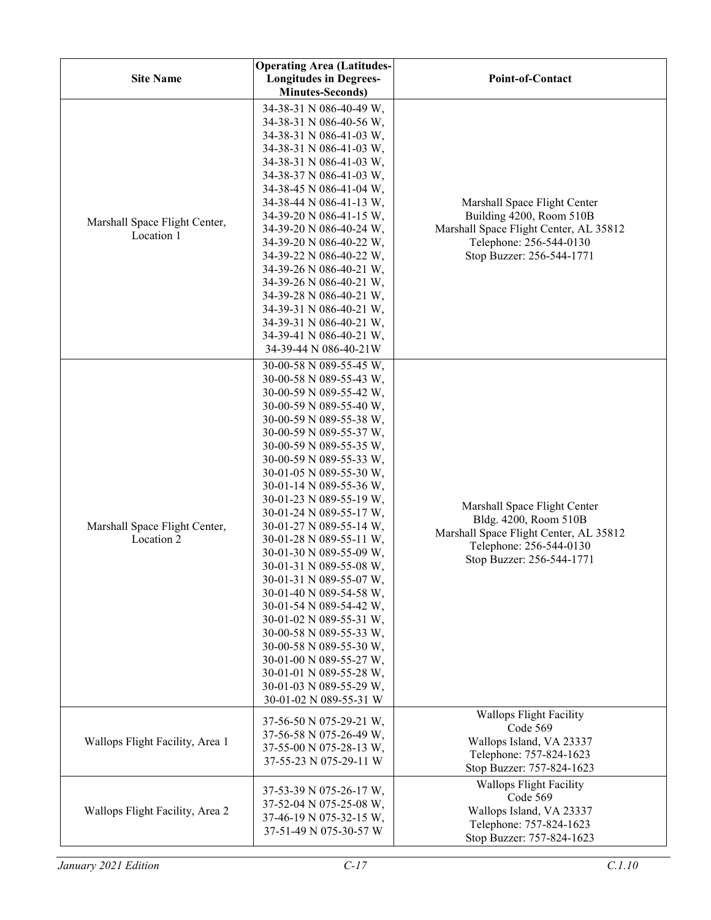| Site Name | Operating Area (Latitudes-Longitudes in Degrees-Minutes-Seconds) | Point-of-Contact |
|---|---|---|
| Marshall Space Flight Center, Location 1 | 34-38-31 N 086-40-49 W, 34-38-31 N 086-40-56 W, 34-38-31 N 086-41-03 W, 34-38-31 N 086-41-03 W, 34-38-31 N 086-41-03 W, 34-38-37 N 086-41-03 W, 34-38-45 N 086-41-04 W, 34-38-44 N 086-41-13 W, 34-39-20 N 086-41-15 W, 34-39-20 N 086-40-24 W, 34-39-20 N 086-40-22 W, 34-39-22 N 086-40-22 W, 34-39-26 N 086-40-21 W, 34-39-26 N 086-40-21 W, 34-39-28 N 086-40-21 W, 34-39-31 N 086-40-21 W, 34-39-31 N 086-40-21 W, 34-39-41 N 086-40-21 W, 34-39-44 N 086-40-21W | Marshall Space Flight Center<br>Building 4200, Room 510B<br>Marshall Space Flight Center, AL 35812<br>Telephone: 256-544-0130<br>Stop Buzzer: 256-544-1771 |
| Marshall Space Flight Center, Location 2 | 30-00-58 N 089-55-45 W, 30-00-58 N 089-55-43 W, 30-00-59 N 089-55-42 W, 30-00-59 N 089-55-40 W, 30-00-59 N 089-55-38 W, 30-00-59 N 089-55-37 W, 30-00-59 N 089-55-35 W, 30-00-59 N 089-55-33 W, 30-01-05 N 089-55-30 W, 30-01-14 N 089-55-36 W, 30-01-23 N 089-55-19 W, 30-01-24 N 089-55-17 W, 30-01-27 N 089-55-14 W, 30-01-28 N 089-55-11 W, 30-01-30 N 089-55-09 W, 30-01-31 N 089-55-08 W, 30-01-31 N 089-55-07 W, 30-01-40 N 089-54-58 W, 30-01-54 N 089-54-42 W, 30-01-02 N 089-55-31 W, 30-00-58 N 089-55-33 W, 30-00-58 N 089-55-30 W, 30-01-00 N 089-55-27 W, 30-01-01 N 089-55-28 W, 30-01-03 N 089-55-29 W, 30-01-02 N 089-55-31 W | Marshall Space Flight Center<br>Bldg. 4200, Room 510B<br>Marshall Space Flight Center, AL 35812<br>Telephone: 256-544-0130<br>Stop Buzzer: 256-544-1771 |
| Wallops Flight Facility, Area 1 | 37-56-50 N 075-29-21 W, 37-56-58 N 075-26-49 W, 37-55-00 N 075-28-13 W, 37-55-23 N 075-29-11 W | Wallops Flight Facility<br>Code 569<br>Wallops Island, VA 23337<br>Telephone: 757-824-1623<br>Stop Buzzer: 757-824-1623 |
| Wallops Flight Facility, Area 2 | 37-53-39 N 075-26-17 W, 37-52-04 N 075-25-08 W, 37-46-19 N 075-32-15 W, 37-51-49 N 075-30-57 W | Wallops Flight Facility<br>Code 569<br>Wallops Island, VA 23337<br>Telephone: 757-824-1623<br>Stop Buzzer: 757-824-1623 |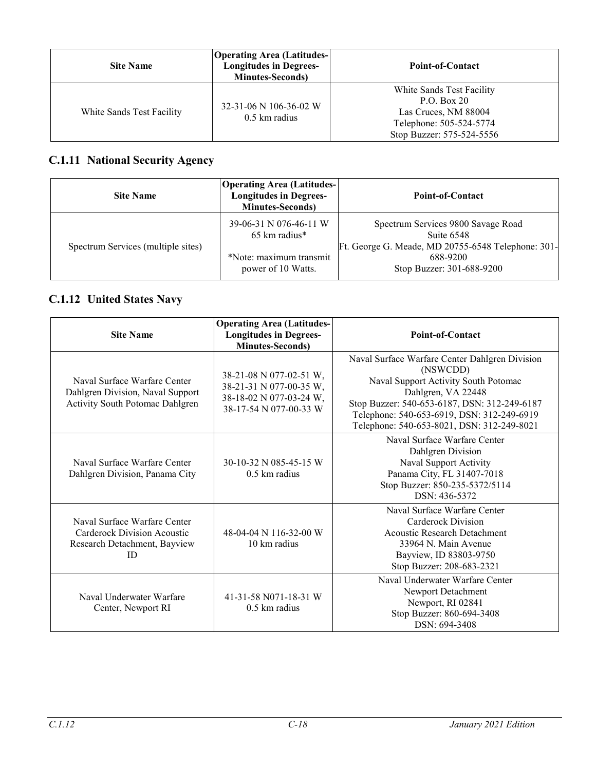| Site Name | Operating Area (Latitudes-Longitudes in Degrees-Minutes-Seconds) | Point-of-Contact |
|---|---|---|
| White Sands Test Facility | 32-31-06 N 106-36-02 W<br>0.5 km radius | White Sands Test Facility<br>P.O. Box 20<br>Las Cruces, NM 88004<br>Telephone: 505-524-5774<br>Stop Buzzer: 575-524-5556 |

### C.1.11 National Security Agency

| Site Name | Operating Area (Latitudes-Longitudes in Degrees-Minutes-Seconds) | Point-of-Contact |
|---|---|---|
| Spectrum Services (multiple sites) | 39-06-31 N 076-46-11 W<br>65 km radius*<br><br>*Note: maximum transmit power of 10 Watts. | Spectrum Services 9800 Savage Road<br>Suite 6548<br>Ft. George G. Meade, MD 20755-6548 Telephone: 301-688-9200<br>Stop Buzzer: 301-688-9200 |

### C.1.12 United States Navy

| Site Name | Operating Area (Latitudes-Longitudes in Degrees-Minutes-Seconds) | Point-of-Contact |
|---|---|---|
| Naval Surface Warfare Center Dahlgren Division, Naval Support Activity South Potomac Dahlgren | 38-21-08 N 077-02-51 W,<br>38-21-31 N 077-00-35 W,<br>38-18-02 N 077-03-24 W,<br>38-17-54 N 077-00-33 W | Naval Surface Warfare Center Dahlgren Division (NSWCDD)<br>Naval Support Activity South Potomac<br>Dahlgren, VA 22448<br>Stop Buzzer: 540-653-6187, DSN: 312-249-6187<br>Telephone: 540-653-6919, DSN: 312-249-6919<br>Telephone: 540-653-8021, DSN: 312-249-8021 |
| Naval Surface Warfare Center Dahlgren Division, Panama City | 30-10-32 N 085-45-15 W<br>0.5 km radius | Naval Surface Warfare Center<br>Dahlgren Division<br>Naval Support Activity<br>Panama City, FL 31407-7018<br>Stop Buzzer: 850-235-5372/5114<br>DSN: 436-5372 |
| Naval Surface Warfare Center Carderock Division Acoustic Research Detachment, Bayview ID | 48-04-04 N 116-32-00 W<br>10 km radius | Naval Surface Warfare Center<br>Carderock Division<br>Acoustic Research Detachment<br>33964 N. Main Avenue<br>Bayview, ID 83803-9750<br>Stop Buzzer: 208-683-2321 |
| Naval Underwater Warfare Center, Newport RI | 41-31-58 N071-18-31 W<br>0.5 km radius | Naval Underwater Warfare Center<br>Newport Detachment<br>Newport, RI 02841<br>Stop Buzzer: 860-694-3408<br>DSN: 694-3408 |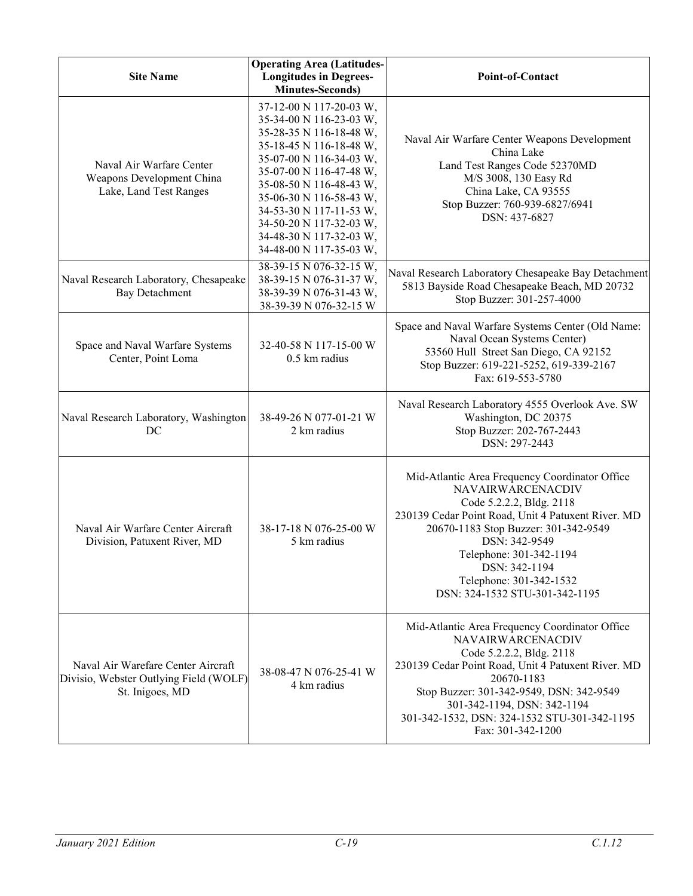| Site Name | Operating Area (Latitudes-Longitudes in Degrees-Minutes-Seconds) | Point-of-Contact |
|---|---|---|
| Naval Air Warfare Center Weapons Development China Lake, Land Test Ranges | 37-12-00 N 117-20-03 W, 35-34-00 N 116-23-03 W, 35-28-35 N 116-18-48 W, 35-18-45 N 116-18-48 W, 35-07-00 N 116-34-03 W, 35-07-00 N 116-47-48 W, 35-08-50 N 116-48-43 W, 35-06-30 N 116-58-43 W, 34-53-30 N 117-11-53 W, 34-50-20 N 117-32-03 W, 34-48-30 N 117-32-03 W, 34-48-00 N 117-35-03 W, | Naval Air Warfare Center Weapons Development China Lake<br>Land Test Ranges Code 52370MD<br>M/S 3008, 130 Easy Rd<br>China Lake, CA 93555<br>Stop Buzzer: 760-939-6827/6941<br>DSN: 437-6827 |
| Naval Research Laboratory, Chesapeake Bay Detachment | 38-39-15 N 076-32-15 W, 38-39-15 N 076-31-37 W, 38-39-39 N 076-31-43 W, 38-39-39 N 076-32-15 W | Naval Research Laboratory Chesapeake Bay Detachment<br>5813 Bayside Road Chesapeake Beach, MD 20732<br>Stop Buzzer: 301-257-4000 |
| Space and Naval Warfare Systems Center, Point Loma | 32-40-58 N 117-15-00 W<br>0.5 km radius | Space and Naval Warfare Systems Center (Old Name: Naval Ocean Systems Center)<br>53560 Hull Street San Diego, CA 92152<br>Stop Buzzer: 619-221-5252, 619-339-2167<br>Fax: 619-553-5780 |
| Naval Research Laboratory, Washington DC | 38-49-26 N 077-01-21 W<br>2 km radius | Naval Research Laboratory 4555 Overlook Ave. SW<br>Washington, DC 20375<br>Stop Buzzer: 202-767-2443<br>DSN: 297-2443 |
| Naval Air Warfare Center Aircraft Division, Patuxent River, MD | 38-17-18 N 076-25-00 W<br>5 km radius | Mid-Atlantic Area Frequency Coordinator Office<br>NAVAIRWARCENACDIV<br>Code 5.2.2.2, Bldg. 2118<br>230139 Cedar Point Road, Unit 4 Patuxent River. MD 20670-1183 Stop Buzzer: 301-342-9549<br>DSN: 342-9549<br>Telephone: 301-342-1194<br>DSN: 342-1194<br>Telephone: 301-342-1532<br>DSN: 324-1532 STU-301-342-1195 |
| Naval Air Warefare Center Aircraft Divisio, Webster Outlying Field (WOLF) St. Inigoes, MD | 38-08-47 N 076-25-41 W<br>4 km radius | Mid-Atlantic Area Frequency Coordinator Office<br>NAVAIRWARCENACDIV<br>Code 5.2.2.2, Bldg. 2118<br>230139 Cedar Point Road, Unit 4 Patuxent River. MD 20670-1183<br>Stop Buzzer: 301-342-9549, DSN: 342-9549<br>301-342-1194, DSN: 342-1194<br>301-342-1532, DSN: 324-1532 STU-301-342-1195<br>Fax: 301-342-1200 |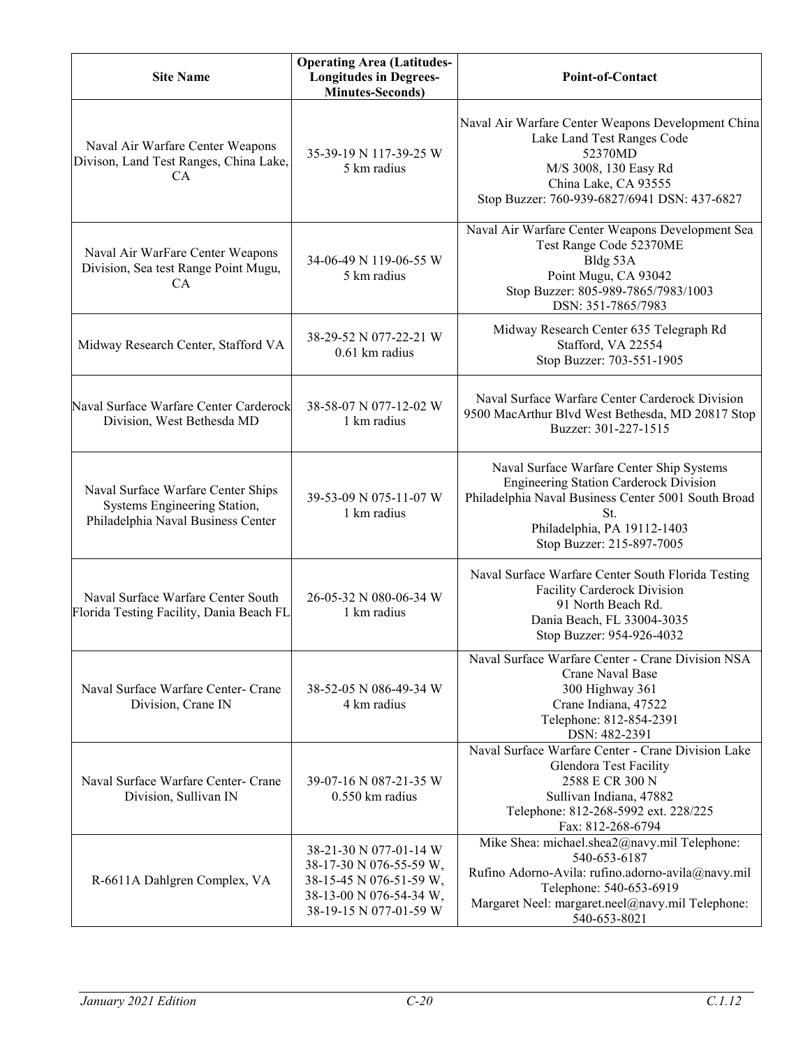| Site Name | Operating Area (Latitudes-Longitudes in Degrees-Minutes-Seconds) | Point-of-Contact |
|---|---|---|
| Naval Air Warfare Center Weapons Divison, Land Test Ranges, China Lake, CA | 35-39-19 N 117-39-25 W<br>5 km radius | Naval Air Warfare Center Weapons Development China Lake Land Test Ranges Code 52370MD<br>M/S 3008, 130 Easy Rd<br>China Lake, CA 93555<br>Stop Buzzer: 760-939-6827/6941 DSN: 437-6827 |
| Naval Air WarFare Center Weapons Division, Sea test Range Point Mugu, CA | 34-06-49 N 119-06-55 W<br>5 km radius | Naval Air Warfare Center Weapons Development Sea Test Range Code 52370ME<br>Bldg 53A<br>Point Mugu, CA 93042<br>Stop Buzzer: 805-989-7865/7983/1003<br>DSN: 351-7865/7983 |
| Midway Research Center, Stafford VA | 38-29-52 N 077-22-21 W<br>0.61 km radius | Midway Research Center 635 Telegraph Rd<br>Stafford, VA 22554<br>Stop Buzzer: 703-551-1905 |
| Naval Surface Warfare Center Carderock Division, West Bethesda MD | 38-58-07 N 077-12-02 W<br>1 km radius | Naval Surface Warfare Center Carderock Division<br>9500 MacArthur Blvd West Bethesda, MD 20817 Stop Buzzer: 301-227-1515 |
| Naval Surface Warfare Center Ships Systems Engineering Station, Philadelphia Naval Business Center | 39-53-09 N 075-11-07 W<br>1 km radius | Naval Surface Warfare Center Ship Systems Engineering Station Carderock Division<br>Philadelphia Naval Business Center 5001 South Broad St.<br>Philadelphia, PA 19112-1403<br>Stop Buzzer: 215-897-7005 |
| Naval Surface Warfare Center South Florida Testing Facility, Dania Beach FL | 26-05-32 N 080-06-34 W<br>1 km radius | Naval Surface Warfare Center South Florida Testing Facility Carderock Division<br>91 North Beach Rd.<br>Dania Beach, FL 33004-3035<br>Stop Buzzer: 954-926-4032 |
| Naval Surface Warfare Center- Crane Division, Crane IN | 38-52-05 N 086-49-34 W<br>4 km radius | Naval Surface Warfare Center - Crane Division NSA Crane Naval Base<br>300 Highway 361<br>Crane Indiana, 47522<br>Telephone: 812-854-2391<br>DSN: 482-2391 |
| Naval Surface Warfare Center- Crane Division, Sullivan IN | 39-07-16 N 087-21-35 W<br>0.550 km radius | Naval Surface Warfare Center - Crane Division Lake Glendora Test Facility<br>2588 E CR 300 N<br>Sullivan Indiana, 47882<br>Telephone: 812-268-5992 ext. 228/225<br>Fax: 812-268-6794 |
| R-6611A Dahlgren Complex, VA | 38-21-30 N 077-01-14 W<br>38-17-30 N 076-55-59 W,<br>38-15-45 N 076-51-59 W,<br>38-13-00 N 076-54-34 W,<br>38-19-15 N 077-01-59 W | Mike Shea: michael.shea2@navy.mil Telephone: 540-653-6187<br>Rufino Adorno-Avila: rufino.adorno-avila@navy.mil Telephone: 540-653-6919<br>Margaret Neel: margaret.neel@navy.mil Telephone: 540-653-8021 |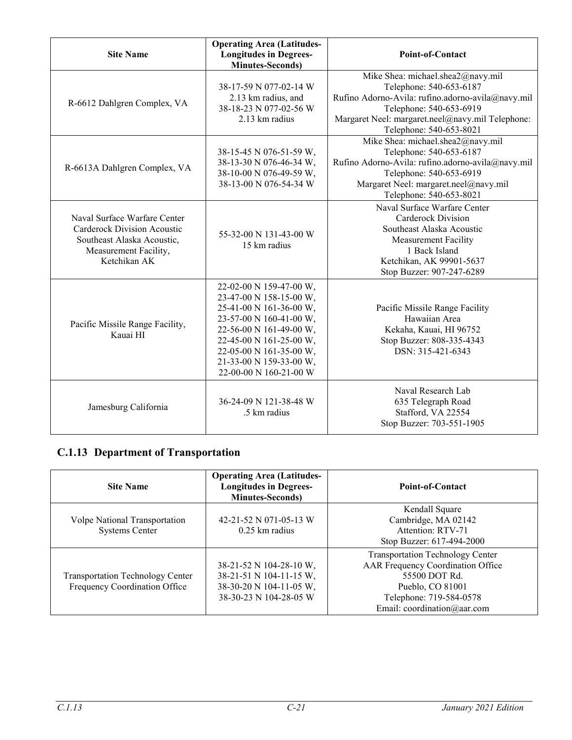| Site Name | Operating Area (Latitudes-Longitudes in Degrees-Minutes-Seconds) | Point-of-Contact |
|---|---|---|
| R-6612 Dahlgren Complex, VA | 38-17-59 N 077-02-14 W<br>2.13 km radius, and<br>38-18-23 N 077-02-56 W<br>2.13 km radius | Mike Shea: michael.shea2@navy.mil<br>Telephone: 540-653-6187<br>Rufino Adorno-Avila: rufino.adorno-avila@navy.mil<br>Telephone: 540-653-6919<br>Margaret Neel: margaret.neel@navy.mil Telephone:<br>Telephone: 540-653-8021 |
| R-6613A Dahlgren Complex, VA | 38-15-45 N 076-51-59 W,<br>38-13-30 N 076-46-34 W,<br>38-10-00 N 076-49-59 W,<br>38-13-00 N 076-54-34 W | Mike Shea: michael.shea2@navy.mil<br>Telephone: 540-653-6187<br>Rufino Adorno-Avila: rufino.adorno-avila@navy.mil<br>Telephone: 540-653-6919<br>Margaret Neel: margaret.neel@navy.mil<br>Telephone: 540-653-8021 |
| Naval Surface Warfare Center Carderock Division Acoustic Southeast Alaska Acoustic, Measurement Facility, Ketchikan AK | 55-32-00 N 131-43-00 W<br>15 km radius | Naval Surface Warfare Center<br>Carderock Division<br>Southeast Alaska Acoustic<br>Measurement Facility<br>1 Back Island<br>Ketchikan, AK 99901-5637<br>Stop Buzzer: 907-247-6289 |
| Pacific Missile Range Facility, Kauai HI | 22-02-00 N 159-47-00 W,<br>23-47-00 N 158-15-00 W,<br>25-41-00 N 161-36-00 W,<br>23-57-00 N 160-41-00 W,<br>22-56-00 N 161-49-00 W,<br>22-45-00 N 161-25-00 W,<br>22-05-00 N 161-35-00 W,<br>21-33-00 N 159-33-00 W,<br>22-00-00 N 160-21-00 W | Pacific Missile Range Facility<br>Hawaiian Area<br>Kekaha, Kauai, HI 96752<br>Stop Buzzer: 808-335-4343<br>DSN: 315-421-6343 |
| Jamesburg California | 36-24-09 N 121-38-48 W<br>.5 km radius | Naval Research Lab<br>635 Telegraph Road<br>Stafford, VA 22554<br>Stop Buzzer: 703-551-1905 |

## C.1.13 Department of Transportation

| Site Name | Operating Area (Latitudes-Longitudes in Degrees-Minutes-Seconds) | Point-of-Contact |
|---|---|---|
| Volpe National Transportation Systems Center | 42-21-52 N 071-05-13 W<br>0.25 km radius | Kendall Square<br>Cambridge, MA 02142<br>Attention: RTV-71<br>Stop Buzzer: 617-494-2000 |
| Transportation Technology Center Frequency Coordination Office | 38-21-52 N 104-28-10 W,<br>38-21-51 N 104-11-15 W,<br>38-30-20 N 104-11-05 W,<br>38-30-23 N 104-28-05 W | Transportation Technology Center<br>AAR Frequency Coordination Office<br>55500 DOT Rd.<br>Pueblo, CO 81001<br>Telephone: 719-584-0578<br>Email: coordination@aar.com |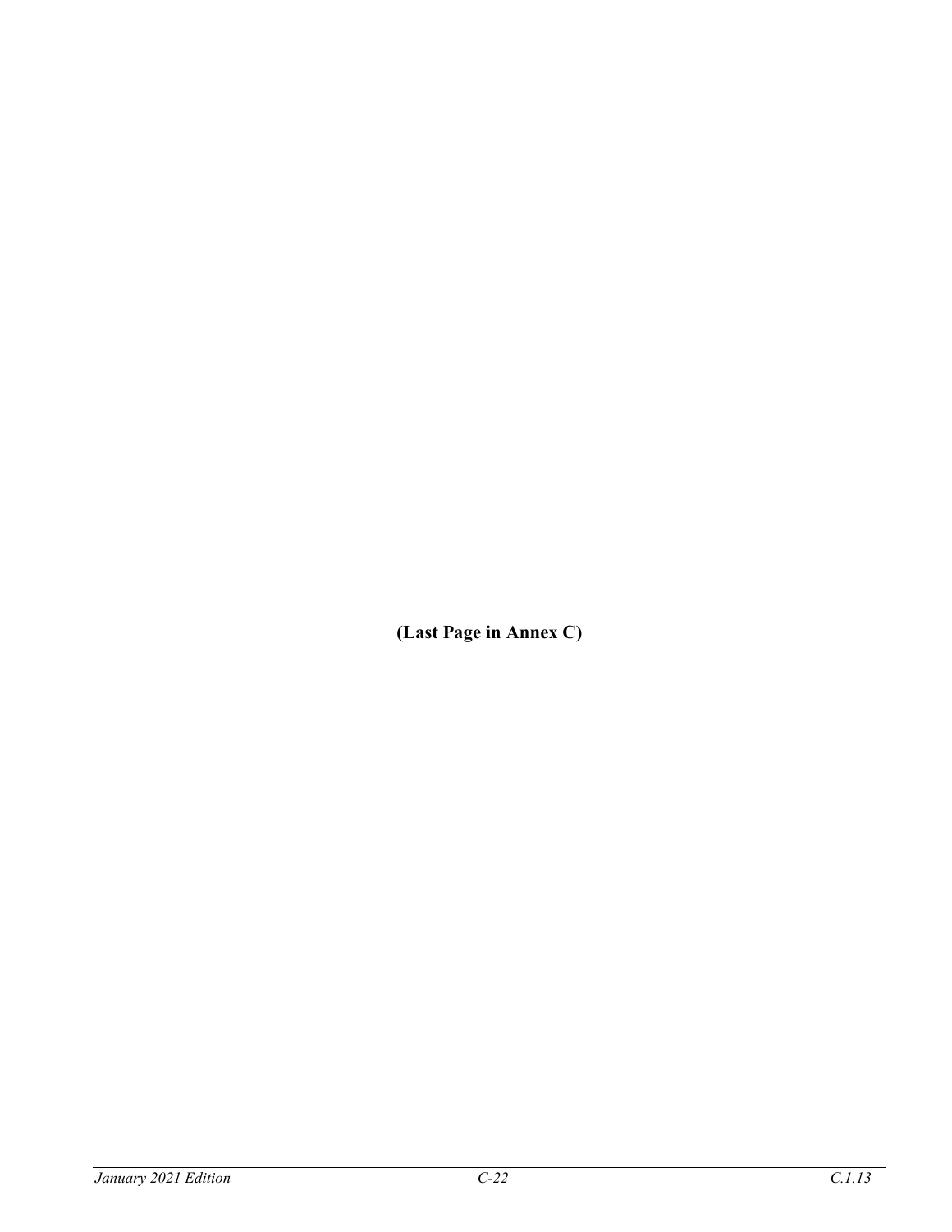**(Last Page in Annex C)**